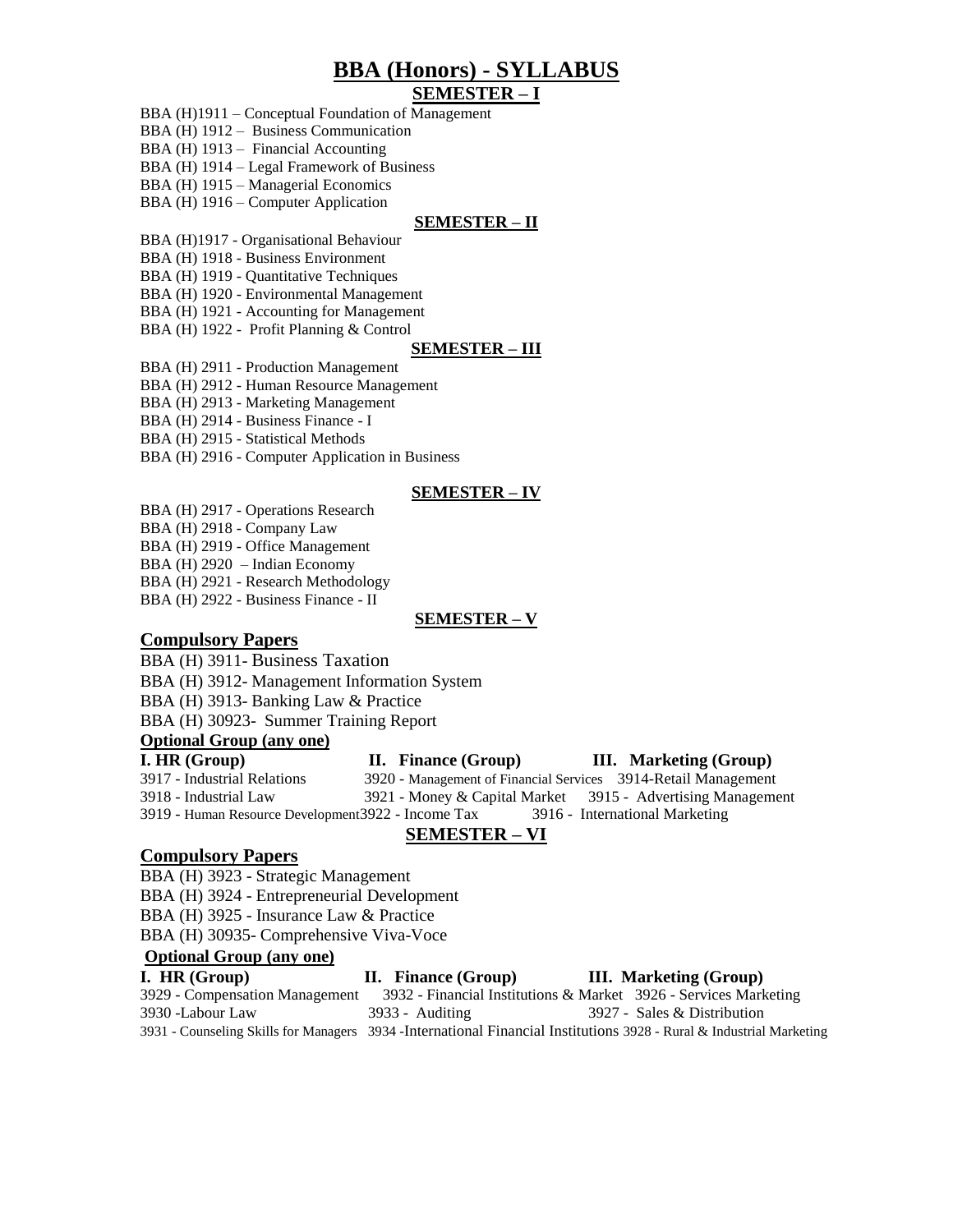# BBA (Honors) - SYLLABUS

## SEMESTER – I

BBA (H)1911 – Conceptual Foundation of Management
BBA (H) 1912 – Business Communication
BBA (H) 1913 – Financial Accounting
BBA (H) 1914 – Legal Framework of Business
BBA (H) 1915 – Managerial Economics
BBA (H) 1916 – Computer Application

## SEMESTER – II

BBA (H)1917 - Organisational Behaviour
BBA (H) 1918 - Business Environment
BBA (H) 1919 - Quantitative Techniques
BBA (H) 1920 - Environmental Management
BBA (H) 1921 - Accounting for Management
BBA (H) 1922 - Profit Planning & Control

## SEMESTER – III

BBA (H) 2911 - Production Management
BBA (H) 2912 - Human Resource Management
BBA (H) 2913 - Marketing Management
BBA (H) 2914 - Business Finance - I
BBA (H) 2915 - Statistical Methods
BBA (H) 2916 - Computer Application in Business

## SEMESTER – IV

BBA (H) 2917 - Operations Research
BBA (H) 2918 - Company Law
BBA (H) 2919 - Office Management
BBA (H) 2920 – Indian Economy
BBA (H) 2921 - Research Methodology
BBA (H) 2922 - Business Finance - II

## SEMESTER – V

### Compulsory Papers

BBA (H) 3911- Business Taxation
BBA (H) 3912- Management Information System
BBA (H) 3913- Banking Law & Practice
BBA (H) 30923- Summer Training Report

### Optional Group (any one)

| I. HR (Group) | II. Finance (Group) | III. Marketing (Group) |
|---|---|---|
| 3917 - Industrial Relations | 3920 - Management of Financial Services | 3914-Retail Management |
| 3918 - Industrial Law | 3921 - Money & Capital Market | 3915 - Advertising Management |
| 3919 - Human Resource Development | 3922 - Income Tax | 3916 - International Marketing |

## SEMESTER – VI

### Compulsory Papers

BBA (H) 3923 - Strategic Management
BBA (H) 3924 - Entrepreneurial Development
BBA (H) 3925 - Insurance Law & Practice
BBA (H) 30935- Comprehensive Viva-Voce

### Optional Group (any one)

| I. HR (Group) | II. Finance (Group) | III. Marketing (Group) |
|---|---|---|
| 3929 - Compensation Management | 3932 - Financial Institutions & Market | 3926 - Services Marketing |
| 3930 -Labour Law | 3933 - Auditing | 3927 - Sales & Distribution |
| 3931 - Counseling Skills for Managers | 3934 -International Financial Institutions | 3928 - Rural & Industrial Marketing |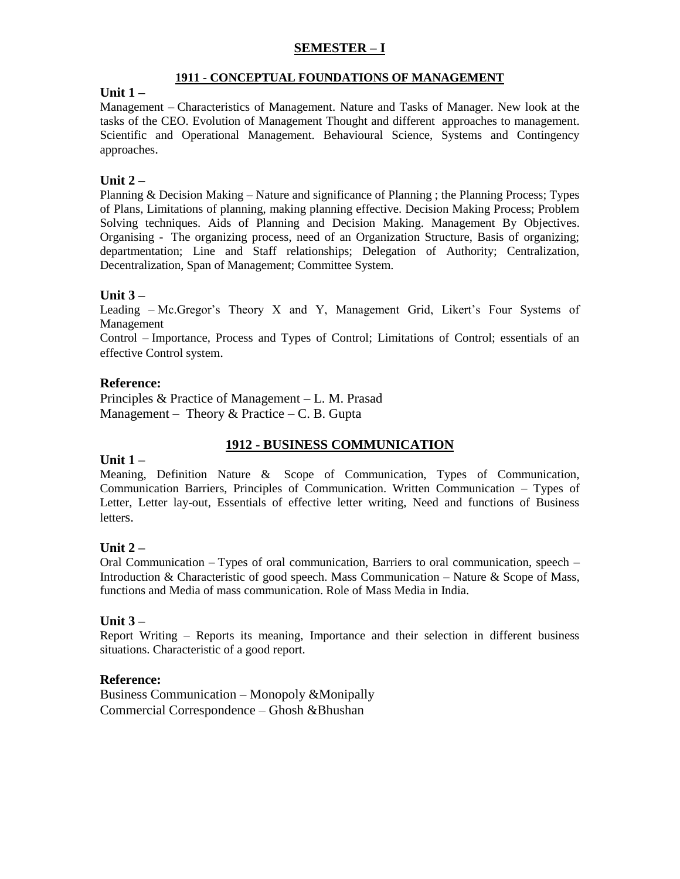# SEMESTER – I

## 1911 - CONCEPTUAL FOUNDATIONS OF MANAGEMENT

**Unit 1 –**

Management – Characteristics of Management. Nature and Tasks of Manager. New look at the tasks of the CEO. Evolution of Management Thought and different approaches to management. Scientific and Operational Management. Behavioural Science, Systems and Contingency approaches.

**Unit 2 –**

Planning & Decision Making – Nature and significance of Planning ; the Planning Process; Types of Plans, Limitations of planning, making planning effective. Decision Making Process; Problem Solving techniques. Aids of Planning and Decision Making. Management By Objectives. Organising - The organizing process, need of an Organization Structure, Basis of organizing; departmentation; Line and Staff relationships; Delegation of Authority; Centralization, Decentralization, Span of Management; Committee System.

**Unit 3 –**

Leading – Mc.Gregor's Theory X and Y, Management Grid, Likert's Four Systems of Management

Control – Importance, Process and Types of Control; Limitations of Control; essentials of an effective Control system.

**Reference:**

Principles & Practice of Management – L. M. Prasad
Management – Theory & Practice – C. B. Gupta

## 1912 - BUSINESS COMMUNICATION

**Unit 1 –**

Meaning, Definition Nature & Scope of Communication, Types of Communication, Communication Barriers, Principles of Communication. Written Communication – Types of Letter, Letter lay-out, Essentials of effective letter writing, Need and functions of Business letters.

**Unit 2 –**

Oral Communication – Types of oral communication, Barriers to oral communication, speech – Introduction & Characteristic of good speech. Mass Communication – Nature & Scope of Mass, functions and Media of mass communication. Role of Mass Media in India.

**Unit 3 –**

Report Writing – Reports its meaning, Importance and their selection in different business situations. Characteristic of a good report.

**Reference:**

Business Communication – Monopoly &Monipally
Commercial Correspondence – Ghosh &Bhushan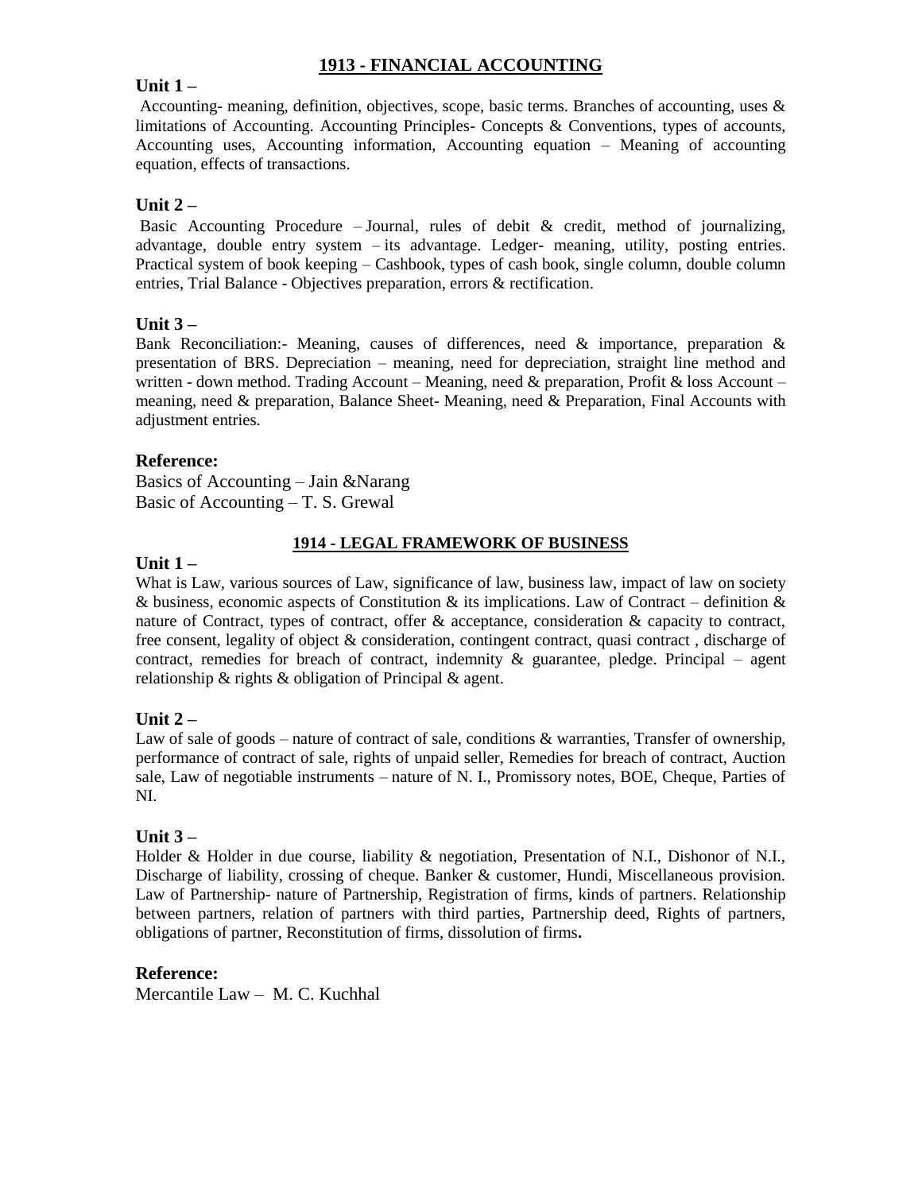## 1913 - FINANCIAL ACCOUNTING

**Unit 1 –**

Accounting- meaning, definition, objectives, scope, basic terms. Branches of accounting, uses & limitations of Accounting. Accounting Principles- Concepts & Conventions, types of accounts, Accounting uses, Accounting information, Accounting equation – Meaning of accounting equation, effects of transactions.

**Unit 2 –**

Basic Accounting Procedure – Journal, rules of debit & credit, method of journalizing, advantage, double entry system – its advantage. Ledger- meaning, utility, posting entries. Practical system of book keeping – Cashbook, types of cash book, single column, double column entries, Trial Balance - Objectives preparation, errors & rectification.

**Unit 3 –**

Bank Reconciliation:- Meaning, causes of differences, need & importance, preparation & presentation of BRS. Depreciation – meaning, need for depreciation, straight line method and written - down method. Trading Account – Meaning, need & preparation, Profit & loss Account – meaning, need & preparation, Balance Sheet- Meaning, need & Preparation, Final Accounts with adjustment entries.

**Reference:**

Basics of Accounting – Jain &Narang
Basic of Accounting – T. S. Grewal

## 1914 - LEGAL FRAMEWORK OF BUSINESS

**Unit 1 –**

What is Law, various sources of Law, significance of law, business law, impact of law on society & business, economic aspects of Constitution & its implications. Law of Contract – definition & nature of Contract, types of contract, offer & acceptance, consideration & capacity to contract, free consent, legality of object & consideration, contingent contract, quasi contract , discharge of contract, remedies for breach of contract, indemnity & guarantee, pledge. Principal – agent relationship & rights & obligation of Principal & agent.

**Unit 2 –**

Law of sale of goods – nature of contract of sale, conditions & warranties, Transfer of ownership, performance of contract of sale, rights of unpaid seller, Remedies for breach of contract, Auction sale, Law of negotiable instruments – nature of N. I., Promissory notes, BOE, Cheque, Parties of NI.

**Unit 3 –**

Holder & Holder in due course, liability & negotiation, Presentation of N.I., Dishonor of N.I., Discharge of liability, crossing of cheque. Banker & customer, Hundi, Miscellaneous provision. Law of Partnership- nature of Partnership, Registration of firms, kinds of partners. Relationship between partners, relation of partners with third parties, Partnership deed, Rights of partners, obligations of partner, Reconstitution of firms, dissolution of firms**.**

**Reference:**

Mercantile Law – M. C. Kuchhal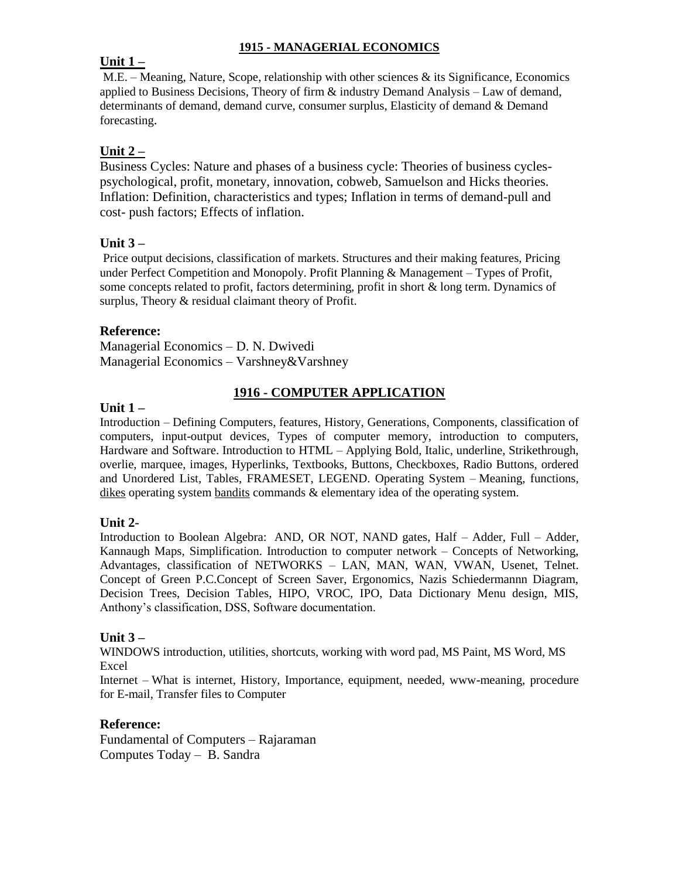## 1915 - MANAGERIAL ECONOMICS

### Unit 1 –

M.E. – Meaning, Nature, Scope, relationship with other sciences & its Significance, Economics applied to Business Decisions, Theory of firm & industry Demand Analysis – Law of demand, determinants of demand, demand curve, consumer surplus, Elasticity of demand & Demand forecasting.

### Unit 2 –

Business Cycles: Nature and phases of a business cycle: Theories of business cycles-psychological, profit, monetary, innovation, cobweb, Samuelson and Hicks theories. Inflation: Definition, characteristics and types; Inflation in terms of demand-pull and cost- push factors; Effects of inflation.

### Unit 3 –

Price output decisions, classification of markets. Structures and their making features, Pricing under Perfect Competition and Monopoly. Profit Planning & Management – Types of Profit, some concepts related to profit, factors determining, profit in short & long term. Dynamics of surplus, Theory & residual claimant theory of Profit.

### Reference:

Managerial Economics – D. N. Dwivedi
Managerial Economics – Varshney&Varshney

## 1916 - COMPUTER APPLICATION

### Unit 1 –

Introduction – Defining Computers, features, History, Generations, Components, classification of computers, input-output devices, Types of computer memory, introduction to computers, Hardware and Software. Introduction to HTML – Applying Bold, Italic, underline, Strikethrough, overlie, marquee, images, Hyperlinks, Textbooks, Buttons, Checkboxes, Radio Buttons, ordered and Unordered List, Tables, FRAMESET, LEGEND. Operating System – Meaning, functions, dikes operating system bandits commands & elementary idea of the operating system.

### Unit 2-

Introduction to Boolean Algebra: AND, OR NOT, NAND gates, Half – Adder, Full – Adder, Kannaugh Maps, Simplification. Introduction to computer network – Concepts of Networking, Advantages, classification of NETWORKS – LAN, MAN, WAN, VWAN, Usenet, Telnet. Concept of Green P.C.Concept of Screen Saver, Ergonomics, Nazis Schiedermannn Diagram, Decision Trees, Decision Tables, HIPO, VROC, IPO, Data Dictionary Menu design, MIS, Anthony's classification, DSS, Software documentation.

### Unit 3 –

WINDOWS introduction, utilities, shortcuts, working with word pad, MS Paint, MS Word, MS Excel

Internet – What is internet, History, Importance, equipment, needed, www-meaning, procedure for E-mail, Transfer files to Computer

### Reference:

Fundamental of Computers – Rajaraman
Computes Today – B. Sandra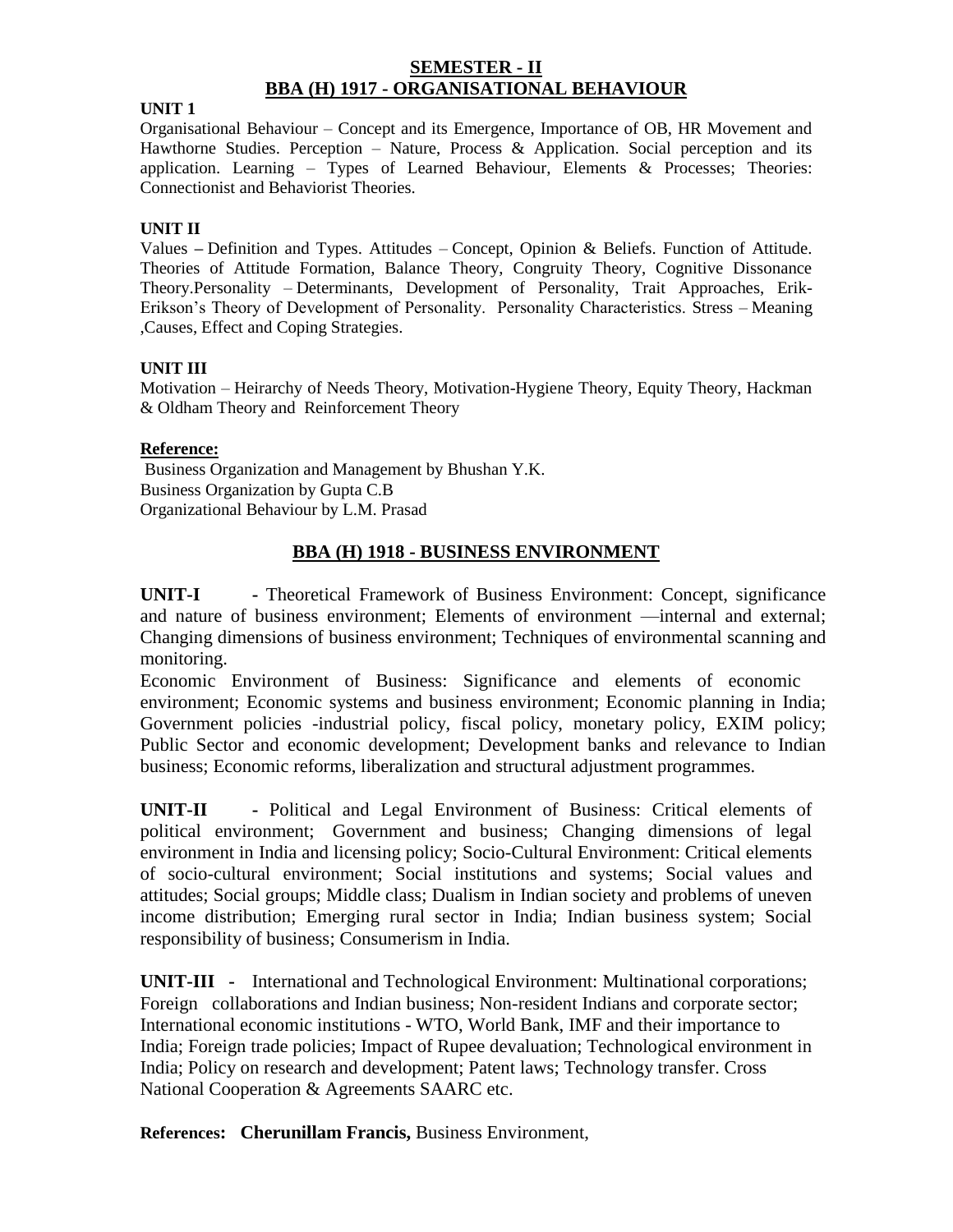## SEMESTER - II

## BBA (H) 1917 - ORGANISATIONAL BEHAVIOUR

**UNIT 1**

Organisational Behaviour – Concept and its Emergence, Importance of OB, HR Movement and Hawthorne Studies. Perception – Nature, Process & Application. Social perception and its application. Learning – Types of Learned Behaviour, Elements & Processes; Theories: Connectionist and Behaviorist Theories.

**UNIT II**

Values **–** Definition and Types. Attitudes – Concept, Opinion & Beliefs. Function of Attitude. Theories of Attitude Formation, Balance Theory, Congruity Theory, Cognitive Dissonance Theory.Personality – Determinants, Development of Personality, Trait Approaches, Erik-Erikson's Theory of Development of Personality. Personality Characteristics. Stress – Meaning ,Causes, Effect and Coping Strategies.

**UNIT III**

Motivation – Heirarchy of Needs Theory, Motivation-Hygiene Theory, Equity Theory, Hackman & Oldham Theory and Reinforcement Theory

**Reference:**

Business Organization and Management by Bhushan Y.K.
Business Organization by Gupta C.B
Organizational Behaviour by L.M. Prasad

## BBA (H) 1918 - BUSINESS ENVIRONMENT

**UNIT-I** - Theoretical Framework of Business Environment: Concept, significance and nature of business environment; Elements of environment —internal and external; Changing dimensions of business environment; Techniques of environmental scanning and monitoring.

Economic Environment of Business: Significance and elements of economic environment; Economic systems and business environment; Economic planning in India; Government policies -industrial policy, fiscal policy, monetary policy, EXIM policy; Public Sector and economic development; Development banks and relevance to Indian business; Economic reforms, liberalization and structural adjustment programmes.

**UNIT-II** - Political and Legal Environment of Business: Critical elements of political environment; Government and business; Changing dimensions of legal environment in India and licensing policy; Socio-Cultural Environment: Critical elements of socio-cultural environment; Social institutions and systems; Social values and attitudes; Social groups; Middle class; Dualism in Indian society and problems of uneven income distribution; Emerging rural sector in India; Indian business system; Social responsibility of business; Consumerism in India.

**UNIT-III** - International and Technological Environment: Multinational corporations; Foreign collaborations and Indian business; Non-resident Indians and corporate sector; International economic institutions - WTO, World Bank, IMF and their importance to India; Foreign trade policies; Impact of Rupee devaluation; Technological environment in India; Policy on research and development; Patent laws; Technology transfer. Cross National Cooperation & Agreements SAARC etc.

**References:** **Cherunillam Francis,** Business Environment,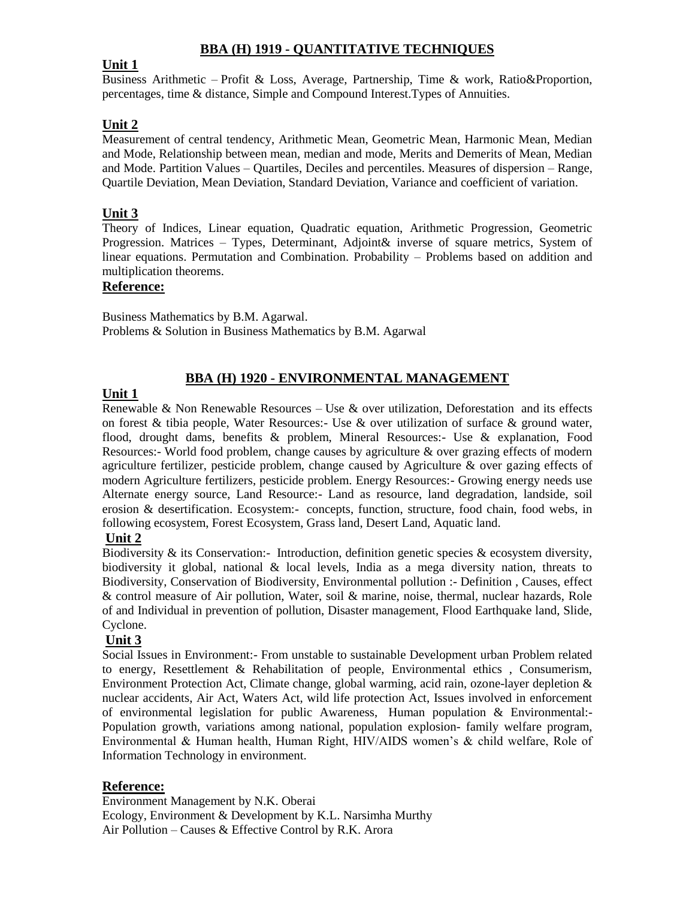## BBA (H) 1919 - QUANTITATIVE TECHNIQUES

### Unit 1

Business Arithmetic – Profit & Loss, Average, Partnership, Time & work, Ratio&Proportion, percentages, time & distance, Simple and Compound Interest.Types of Annuities.

### Unit 2

Measurement of central tendency, Arithmetic Mean, Geometric Mean, Harmonic Mean, Median and Mode, Relationship between mean, median and mode, Merits and Demerits of Mean, Median and Mode. Partition Values – Quartiles, Deciles and percentiles. Measures of dispersion – Range, Quartile Deviation, Mean Deviation, Standard Deviation, Variance and coefficient of variation.

### Unit 3

Theory of Indices, Linear equation, Quadratic equation, Arithmetic Progression, Geometric Progression. Matrices – Types, Determinant, Adjoint& inverse of square metrics, System of linear equations. Permutation and Combination. Probability – Problems based on addition and multiplication theorems.

### Reference:

Business Mathematics by B.M. Agarwal.
Problems & Solution in Business Mathematics by B.M. Agarwal

## BBA (H) 1920 - ENVIRONMENTAL MANAGEMENT

### Unit 1

Renewable & Non Renewable Resources – Use & over utilization, Deforestation and its effects on forest & tibia people, Water Resources:- Use & over utilization of surface & ground water, flood, drought dams, benefits & problem, Mineral Resources:- Use & explanation, Food Resources:- World food problem, change causes by agriculture & over grazing effects of modern agriculture fertilizer, pesticide problem, change caused by Agriculture & over gazing effects of modern Agriculture fertilizers, pesticide problem. Energy Resources:- Growing energy needs use Alternate energy source, Land Resource:- Land as resource, land degradation, landside, soil erosion & desertification. Ecosystem:- concepts, function, structure, food chain, food webs, in following ecosystem, Forest Ecosystem, Grass land, Desert Land, Aquatic land.

### Unit 2

Biodiversity & its Conservation:- Introduction, definition genetic species & ecosystem diversity, biodiversity it global, national & local levels, India as a mega diversity nation, threats to Biodiversity, Conservation of Biodiversity, Environmental pollution :- Definition , Causes, effect & control measure of Air pollution, Water, soil & marine, noise, thermal, nuclear hazards, Role of and Individual in prevention of pollution, Disaster management, Flood Earthquake land, Slide, Cyclone.

### Unit 3

Social Issues in Environment:- From unstable to sustainable Development urban Problem related to energy, Resettlement & Rehabilitation of people, Environmental ethics , Consumerism, Environment Protection Act, Climate change, global warming, acid rain, ozone-layer depletion & nuclear accidents, Air Act, Waters Act, wild life protection Act, Issues involved in enforcement of environmental legislation for public Awareness, Human population & Environmental:- Population growth, variations among national, population explosion- family welfare program, Environmental & Human health, Human Right, HIV/AIDS women's & child welfare, Role of Information Technology in environment.

### Reference:

Environment Management by N.K. Oberai
Ecology, Environment & Development by K.L. Narsimha Murthy
Air Pollution – Causes & Effective Control by R.K. Arora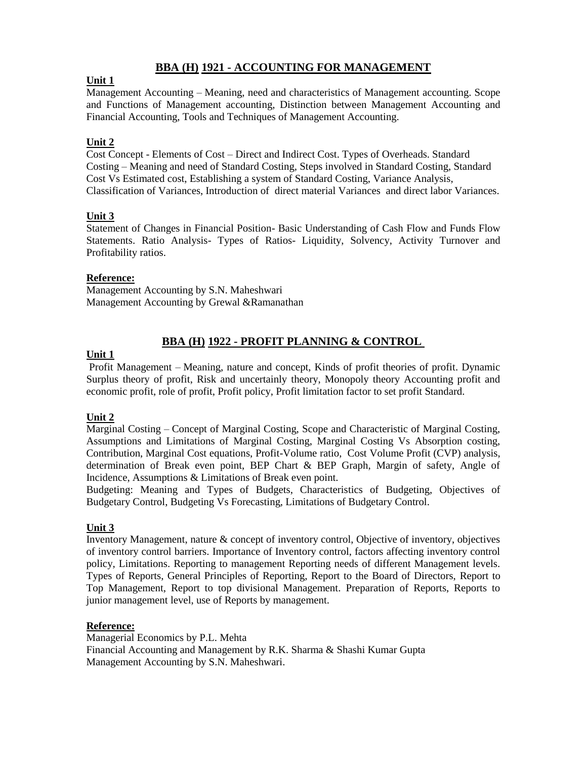## BBA (H) 1921 - ACCOUNTING FOR MANAGEMENT

**Unit 1**

Management Accounting – Meaning, need and characteristics of Management accounting. Scope and Functions of Management accounting, Distinction between Management Accounting and Financial Accounting, Tools and Techniques of Management Accounting.

**Unit 2**

Cost Concept - Elements of Cost – Direct and Indirect Cost. Types of Overheads. Standard Costing – Meaning and need of Standard Costing, Steps involved in Standard Costing, Standard Cost Vs Estimated cost, Establishing a system of Standard Costing, Variance Analysis, Classification of Variances, Introduction of direct material Variances and direct labor Variances.

**Unit 3**

Statement of Changes in Financial Position- Basic Understanding of Cash Flow and Funds Flow Statements. Ratio Analysis- Types of Ratios- Liquidity, Solvency, Activity Turnover and Profitability ratios.

**Reference:**

Management Accounting by S.N. Maheshwari
Management Accounting by Grewal &Ramanathan

## BBA (H) 1922 - PROFIT PLANNING & CONTROL

**Unit 1**

Profit Management – Meaning, nature and concept, Kinds of profit theories of profit. Dynamic Surplus theory of profit, Risk and uncertainly theory, Monopoly theory Accounting profit and economic profit, role of profit, Profit policy, Profit limitation factor to set profit Standard.

**Unit 2**

Marginal Costing – Concept of Marginal Costing, Scope and Characteristic of Marginal Costing, Assumptions and Limitations of Marginal Costing, Marginal Costing Vs Absorption costing, Contribution, Marginal Cost equations, Profit-Volume ratio, Cost Volume Profit (CVP) analysis, determination of Break even point, BEP Chart & BEP Graph, Margin of safety, Angle of Incidence, Assumptions & Limitations of Break even point.

Budgeting: Meaning and Types of Budgets, Characteristics of Budgeting, Objectives of Budgetary Control, Budgeting Vs Forecasting, Limitations of Budgetary Control.

**Unit 3**

Inventory Management, nature & concept of inventory control, Objective of inventory, objectives of inventory control barriers. Importance of Inventory control, factors affecting inventory control policy, Limitations. Reporting to management Reporting needs of different Management levels. Types of Reports, General Principles of Reporting, Report to the Board of Directors, Report to Top Management, Report to top divisional Management. Preparation of Reports, Reports to junior management level, use of Reports by management.

**Reference:**

Managerial Economics by P.L. Mehta
Financial Accounting and Management by R.K. Sharma & Shashi Kumar Gupta
Management Accounting by S.N. Maheshwari.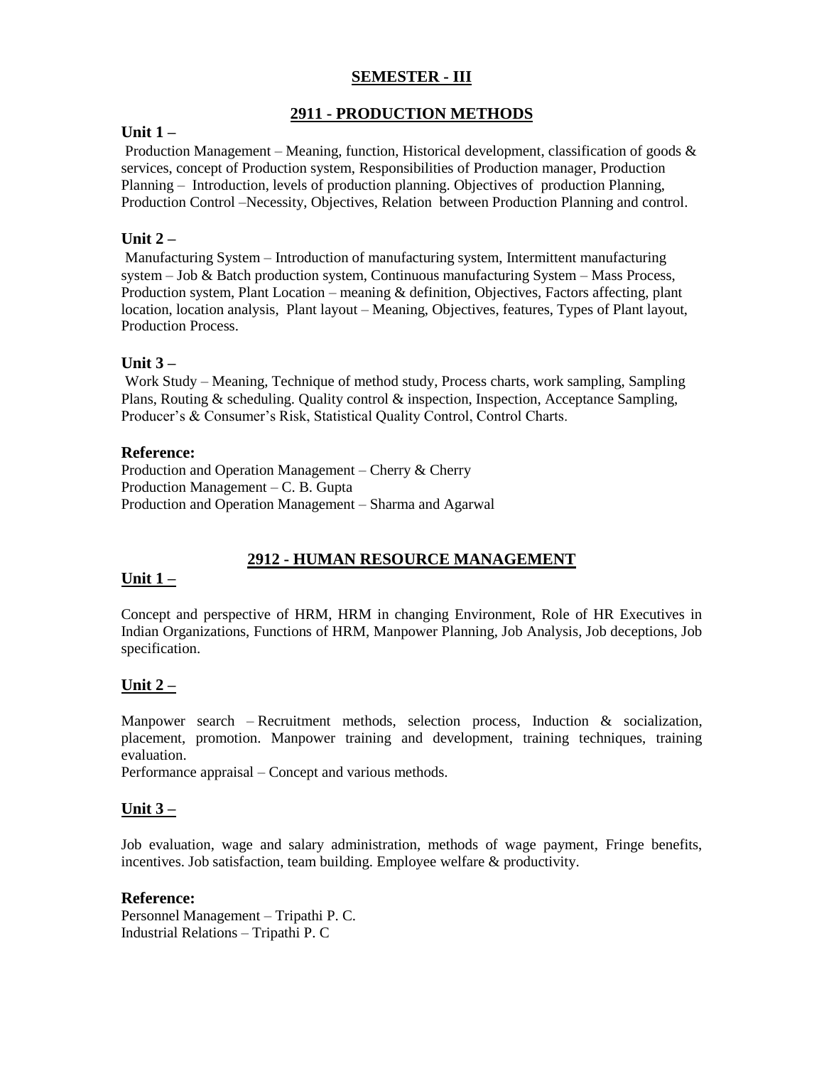## SEMESTER - III

### 2911 - PRODUCTION METHODS

**Unit 1 –**

Production Management – Meaning, function, Historical development, classification of goods & services, concept of Production system, Responsibilities of Production manager, Production Planning – Introduction, levels of production planning. Objectives of production Planning, Production Control –Necessity, Objectives, Relation between Production Planning and control.

**Unit 2 –**

Manufacturing System – Introduction of manufacturing system, Intermittent manufacturing system – Job & Batch production system, Continuous manufacturing System – Mass Process, Production system, Plant Location – meaning & definition, Objectives, Factors affecting, plant location, location analysis, Plant layout – Meaning, Objectives, features, Types of Plant layout, Production Process.

**Unit 3 –**

Work Study – Meaning, Technique of method study, Process charts, work sampling, Sampling Plans, Routing & scheduling. Quality control & inspection, Inspection, Acceptance Sampling, Producer's & Consumer's Risk, Statistical Quality Control, Control Charts.

**Reference:**

Production and Operation Management – Cherry & Cherry
Production Management – C. B. Gupta
Production and Operation Management – Sharma and Agarwal

### 2912 - HUMAN RESOURCE MANAGEMENT

**Unit 1 –**

Concept and perspective of HRM, HRM in changing Environment, Role of HR Executives in Indian Organizations, Functions of HRM, Manpower Planning, Job Analysis, Job deceptions, Job specification.

**Unit 2 –**

Manpower search – Recruitment methods, selection process, Induction & socialization, placement, promotion. Manpower training and development, training techniques, training evaluation.
Performance appraisal – Concept and various methods.

**Unit 3 –**

Job evaluation, wage and salary administration, methods of wage payment, Fringe benefits, incentives. Job satisfaction, team building. Employee welfare & productivity.

**Reference:**

Personnel Management – Tripathi P. C.
Industrial Relations – Tripathi P. C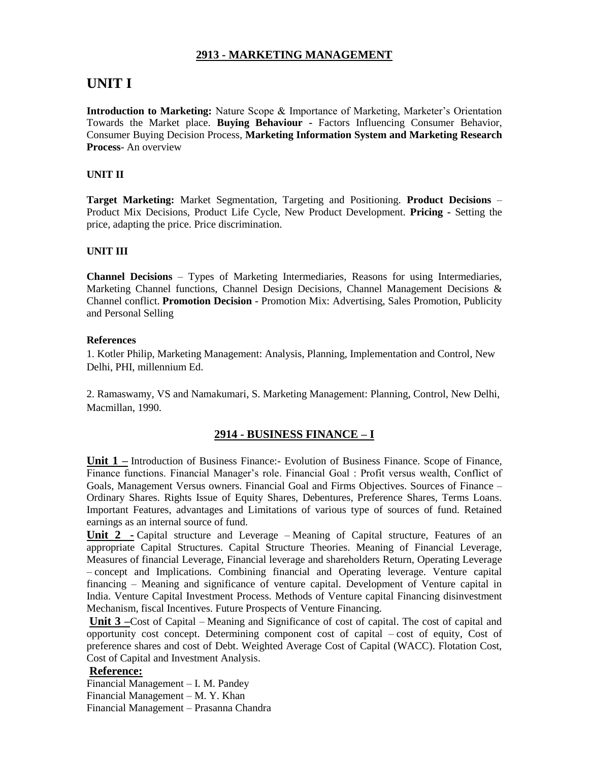## 2913 - MARKETING MANAGEMENT

# UNIT I

**Introduction to Marketing:** Nature Scope & Importance of Marketing, Marketer's Orientation Towards the Market place. **Buying Behaviour -** Factors Influencing Consumer Behavior, Consumer Buying Decision Process, **Marketing Information System and Marketing Research Process**- An overview

### UNIT II

**Target Marketing:** Market Segmentation, Targeting and Positioning. **Product Decisions** – Product Mix Decisions, Product Life Cycle, New Product Development. **Pricing -** Setting the price, adapting the price. Price discrimination.

### UNIT III

**Channel Decisions** – Types of Marketing Intermediaries, Reasons for using Intermediaries, Marketing Channel functions, Channel Design Decisions, Channel Management Decisions & Channel conflict. **Promotion Decision** - Promotion Mix: Advertising, Sales Promotion, Publicity and Personal Selling

**References**

1. Kotler Philip, Marketing Management: Analysis, Planning, Implementation and Control, New Delhi, PHI, millennium Ed.

2. Ramaswamy, VS and Namakumari, S. Marketing Management: Planning, Control, New Delhi, Macmillan, 1990.

## 2914 - BUSINESS FINANCE – I

**Unit 1 –** Introduction of Business Finance:- Evolution of Business Finance. Scope of Finance, Finance functions. Financial Manager's role. Financial Goal : Profit versus wealth, Conflict of Goals, Management Versus owners. Financial Goal and Firms Objectives. Sources of Finance – Ordinary Shares. Rights Issue of Equity Shares, Debentures, Preference Shares, Terms Loans. Important Features, advantages and Limitations of various type of sources of fund. Retained earnings as an internal source of fund.

**Unit 2 -** Capital structure and Leverage – Meaning of Capital structure, Features of an appropriate Capital Structures. Capital Structure Theories. Meaning of Financial Leverage, Measures of financial Leverage, Financial leverage and shareholders Return, Operating Leverage – concept and Implications. Combining financial and Operating leverage. Venture capital financing – Meaning and significance of venture capital. Development of Venture capital in India. Venture Capital Investment Process. Methods of Venture capital Financing disinvestment Mechanism, fiscal Incentives. Future Prospects of Venture Financing.

**Unit 3 –**Cost of Capital – Meaning and Significance of cost of capital. The cost of capital and opportunity cost concept. Determining component cost of capital – cost of equity, Cost of preference shares and cost of Debt. Weighted Average Cost of Capital (WACC). Flotation Cost, Cost of Capital and Investment Analysis.

**Reference:**

Financial Management – I. M. Pandey
Financial Management – M. Y. Khan
Financial Management – Prasanna Chandra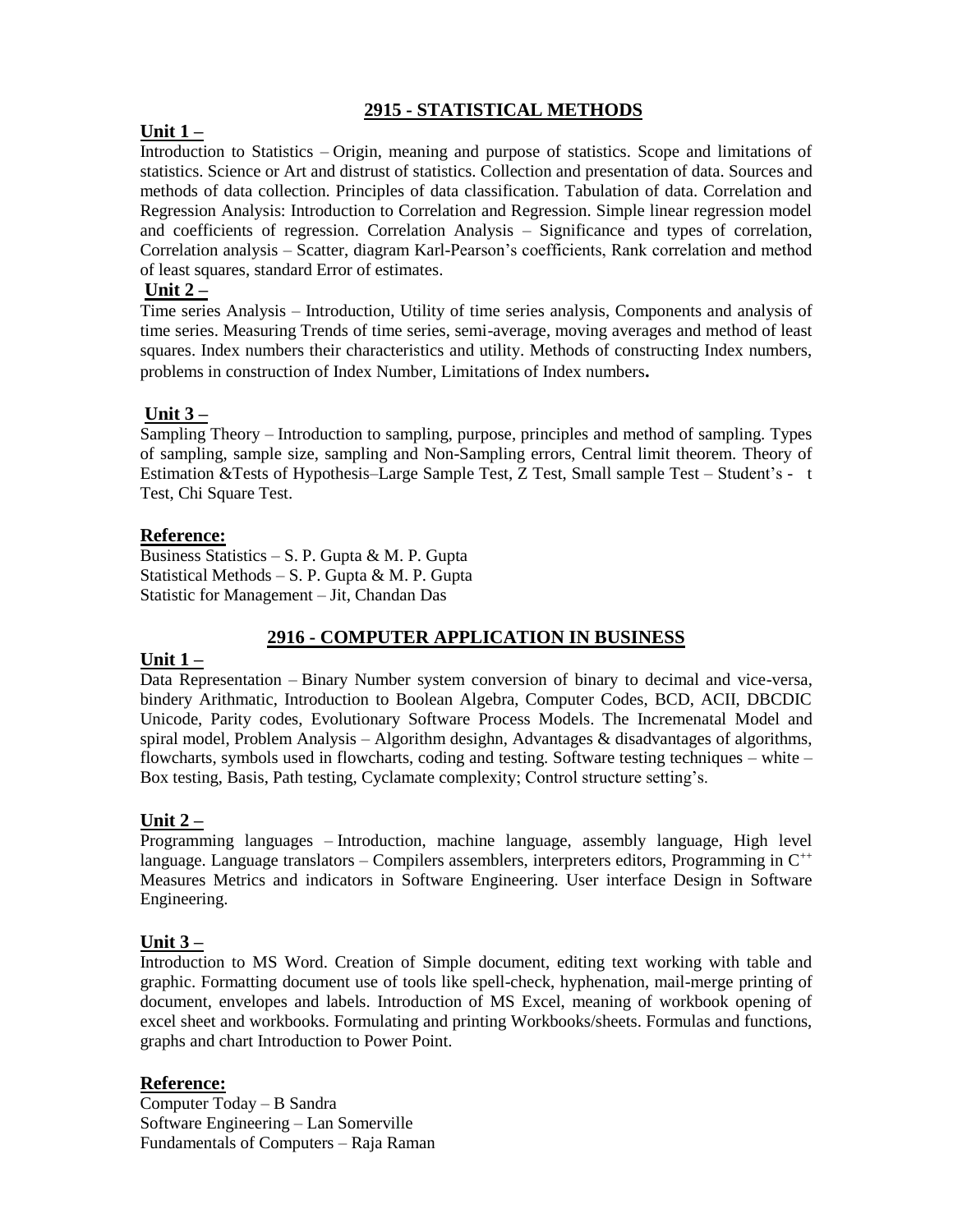## 2915 - STATISTICAL METHODS

**Unit 1 –**

Introduction to Statistics – Origin, meaning and purpose of statistics. Scope and limitations of statistics. Science or Art and distrust of statistics. Collection and presentation of data. Sources and methods of data collection. Principles of data classification. Tabulation of data. Correlation and Regression Analysis: Introduction to Correlation and Regression. Simple linear regression model and coefficients of regression. Correlation Analysis – Significance and types of correlation, Correlation analysis – Scatter, diagram Karl-Pearson's coefficients, Rank correlation and method of least squares, standard Error of estimates.

**Unit 2 –**

Time series Analysis – Introduction, Utility of time series analysis, Components and analysis of time series. Measuring Trends of time series, semi-average, moving averages and method of least squares. Index numbers their characteristics and utility. Methods of constructing Index numbers, problems in construction of Index Number, Limitations of Index numbers**.**

**Unit 3 –**

Sampling Theory – Introduction to sampling, purpose, principles and method of sampling. Types of sampling, sample size, sampling and Non-Sampling errors, Central limit theorem. Theory of Estimation &Tests of Hypothesis–Large Sample Test, Z Test, Small sample Test – Student's - t Test, Chi Square Test.

**Reference:**

Business Statistics – S. P. Gupta & M. P. Gupta
Statistical Methods – S. P. Gupta & M. P. Gupta
Statistic for Management – Jit, Chandan Das

## 2916 - COMPUTER APPLICATION IN BUSINESS

**Unit 1 –**

Data Representation – Binary Number system conversion of binary to decimal and vice-versa, bindery Arithmatic, Introduction to Boolean Algebra, Computer Codes, BCD, ACII, DBCDIC Unicode, Parity codes, Evolutionary Software Process Models. The Incremenatal Model and spiral model, Problem Analysis – Algorithm desighn, Advantages & disadvantages of algorithms, flowcharts, symbols used in flowcharts, coding and testing. Software testing techniques – white – Box testing, Basis, Path testing, Cyclamate complexity; Control structure setting's.

**Unit 2 –**

Programming languages – Introduction, machine language, assembly language, High level language. Language translators – Compilers assemblers, interpreters editors, Programming in $C^{++}$ Measures Metrics and indicators in Software Engineering. User interface Design in Software Engineering.

**Unit 3 –**

Introduction to MS Word. Creation of Simple document, editing text working with table and graphic. Formatting document use of tools like spell-check, hyphenation, mail-merge printing of document, envelopes and labels. Introduction of MS Excel, meaning of workbook opening of excel sheet and workbooks. Formulating and printing Workbooks/sheets. Formulas and functions, graphs and chart Introduction to Power Point.

**Reference:**

Computer Today – B Sandra
Software Engineering – Lan Somerville
Fundamentals of Computers – Raja Raman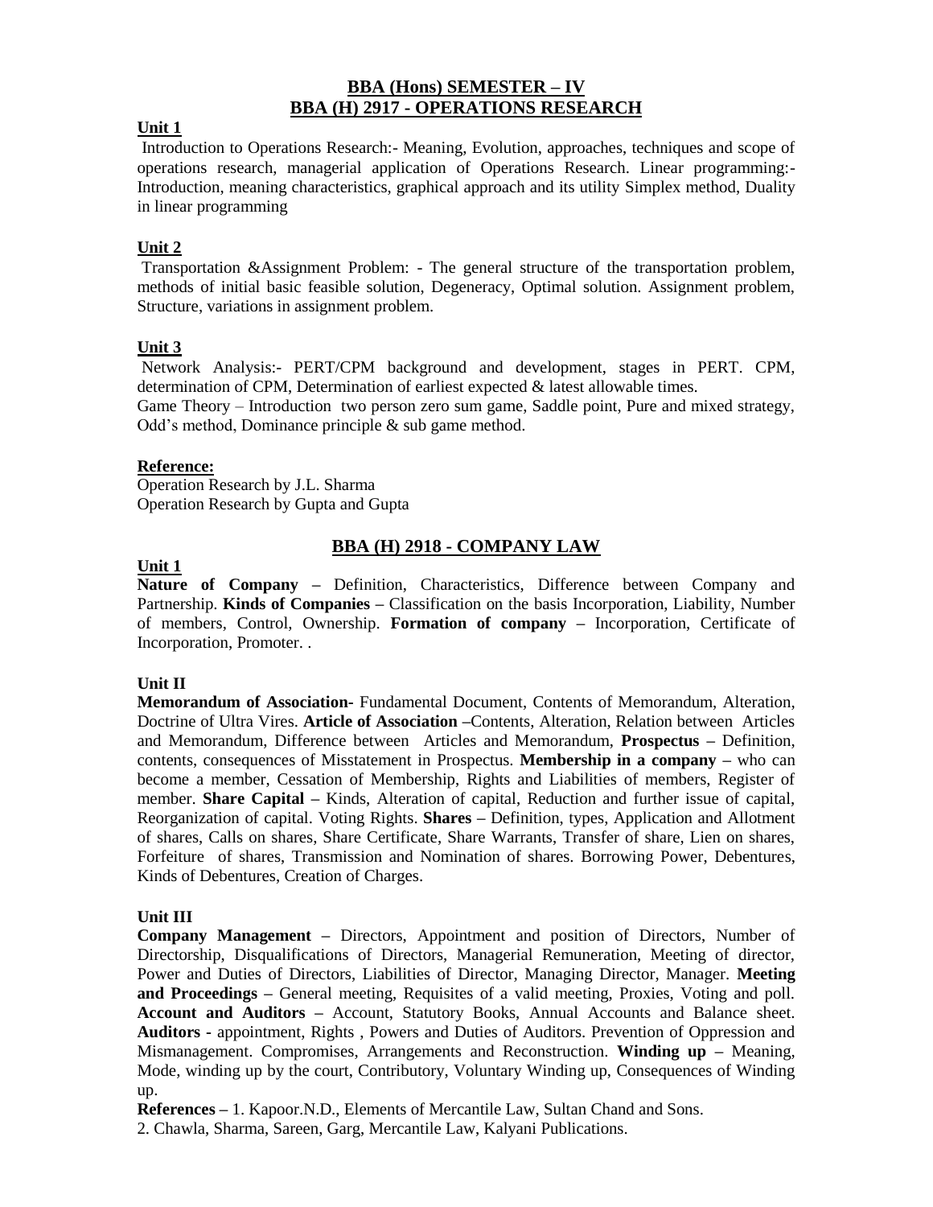# BBA (Hons) SEMESTER – IV

## BBA (H) 2917 - OPERATIONS RESEARCH

**Unit 1**

Introduction to Operations Research:- Meaning, Evolution, approaches, techniques and scope of operations research, managerial application of Operations Research. Linear programming:- Introduction, meaning characteristics, graphical approach and its utility Simplex method, Duality in linear programming

**Unit 2**

Transportation &Assignment Problem: - The general structure of the transportation problem, methods of initial basic feasible solution, Degeneracy, Optimal solution. Assignment problem, Structure, variations in assignment problem.

**Unit 3**

Network Analysis:- PERT/CPM background and development, stages in PERT. CPM, determination of CPM, Determination of earliest expected & latest allowable times.

Game Theory – Introduction two person zero sum game, Saddle point, Pure and mixed strategy, Odd's method, Dominance principle & sub game method.

**Reference:**

Operation Research by J.L. Sharma
Operation Research by Gupta and Gupta

## BBA (H) 2918 - COMPANY LAW

**Unit 1**

**Nature of Company –** Definition, Characteristics, Difference between Company and Partnership. **Kinds of Companies –** Classification on the basis Incorporation, Liability, Number of members, Control, Ownership. **Formation of company –** Incorporation, Certificate of Incorporation, Promoter. .

**Unit II**

**Memorandum of Association-** Fundamental Document, Contents of Memorandum, Alteration, Doctrine of Ultra Vires. **Article of Association** –Contents, Alteration, Relation between Articles and Memorandum, Difference between Articles and Memorandum, **Prospectus –** Definition, contents, consequences of Misstatement in Prospectus. **Membership in a company –** who can become a member, Cessation of Membership, Rights and Liabilities of members, Register of member. **Share Capital –** Kinds, Alteration of capital, Reduction and further issue of capital, Reorganization of capital. Voting Rights. **Shares –** Definition, types, Application and Allotment of shares, Calls on shares, Share Certificate, Share Warrants, Transfer of share, Lien on shares, Forfeiture of shares, Transmission and Nomination of shares. Borrowing Power, Debentures, Kinds of Debentures, Creation of Charges.

**Unit III**

**Company Management –** Directors, Appointment and position of Directors, Number of Directorship, Disqualifications of Directors, Managerial Remuneration, Meeting of director, Power and Duties of Directors, Liabilities of Director, Managing Director, Manager. **Meeting and Proceedings –** General meeting, Requisites of a valid meeting, Proxies, Voting and poll. **Account and Auditors –** Account, Statutory Books, Annual Accounts and Balance sheet. **Auditors -** appointment, Rights , Powers and Duties of Auditors. Prevention of Oppression and Mismanagement. Compromises, Arrangements and Reconstruction. **Winding up –** Meaning, Mode, winding up by the court, Contributory, Voluntary Winding up, Consequences of Winding up.

**References –** 1. Kapoor.N.D., Elements of Mercantile Law, Sultan Chand and Sons.

2. Chawla, Sharma, Sareen, Garg, Mercantile Law, Kalyani Publications.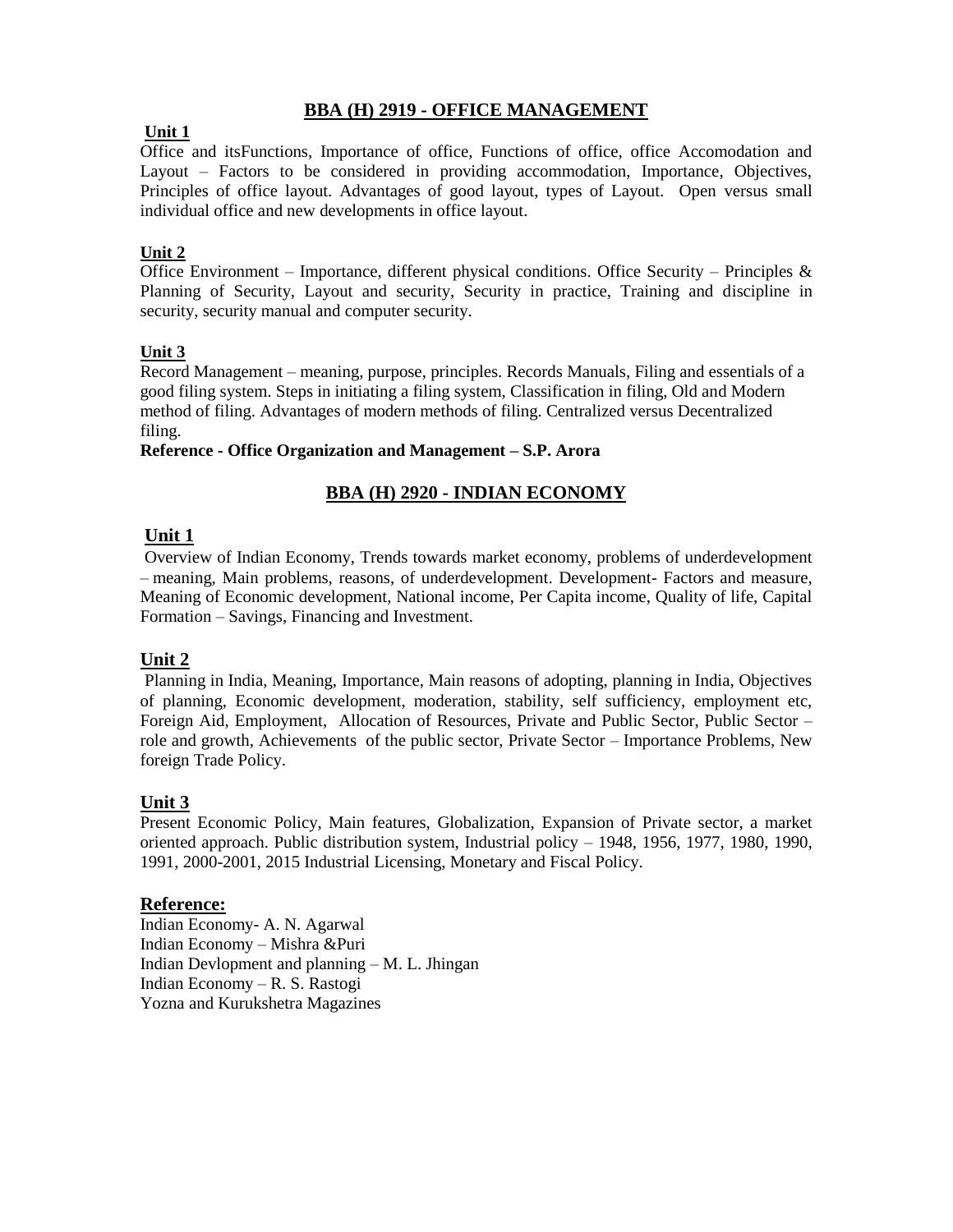## BBA (H) 2919 - OFFICE MANAGEMENT

### Unit 1

Office and itsFunctions, Importance of office, Functions of office, office Accomodation and Layout – Factors to be considered in providing accommodation, Importance, Objectives, Principles of office layout. Advantages of good layout, types of Layout. Open versus small individual office and new developments in office layout.

### Unit 2

Office Environment – Importance, different physical conditions. Office Security – Principles & Planning of Security, Layout and security, Security in practice, Training and discipline in security, security manual and computer security.

### Unit 3

Record Management – meaning, purpose, principles. Records Manuals, Filing and essentials of a good filing system. Steps in initiating a filing system, Classification in filing, Old and Modern method of filing. Advantages of modern methods of filing. Centralized versus Decentralized filing.

**Reference - Office Organization and Management – S.P. Arora**

## BBA (H) 2920 - INDIAN ECONOMY

### Unit 1

Overview of Indian Economy, Trends towards market economy, problems of underdevelopment – meaning, Main problems, reasons, of underdevelopment. Development- Factors and measure, Meaning of Economic development, National income, Per Capita income, Quality of life, Capital Formation – Savings, Financing and Investment.

### Unit 2

Planning in India, Meaning, Importance, Main reasons of adopting, planning in India, Objectives of planning, Economic development, moderation, stability, self sufficiency, employment etc, Foreign Aid, Employment, Allocation of Resources, Private and Public Sector, Public Sector – role and growth, Achievements of the public sector, Private Sector – Importance Problems, New foreign Trade Policy.

### Unit 3

Present Economic Policy, Main features, Globalization, Expansion of Private sector, a market oriented approach. Public distribution system, Industrial policy – 1948, 1956, 1977, 1980, 1990, 1991, 2000-2001, 2015 Industrial Licensing, Monetary and Fiscal Policy.

### Reference:

Indian Economy- A. N. Agarwal
Indian Economy – Mishra &Puri
Indian Devlopment and planning – M. L. Jhingan
Indian Economy – R. S. Rastogi
Yozna and Kurukshetra Magazines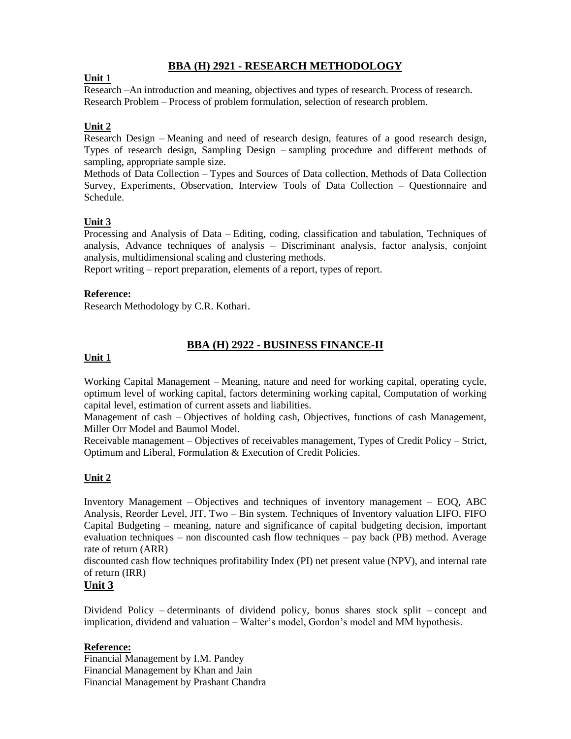## BBA (H) 2921 - RESEARCH METHODOLOGY

**Unit 1**

Research –An introduction and meaning, objectives and types of research. Process of research. Research Problem – Process of problem formulation, selection of research problem.

**Unit 2**

Research Design – Meaning and need of research design, features of a good research design, Types of research design, Sampling Design – sampling procedure and different methods of sampling, appropriate sample size.

Methods of Data Collection – Types and Sources of Data collection, Methods of Data Collection Survey, Experiments, Observation, Interview Tools of Data Collection – Questionnaire and Schedule.

**Unit 3**

Processing and Analysis of Data – Editing, coding, classification and tabulation, Techniques of analysis, Advance techniques of analysis – Discriminant analysis, factor analysis, conjoint analysis, multidimensional scaling and clustering methods.

Report writing – report preparation, elements of a report, types of report.

**Reference:**

Research Methodology by C.R. Kothari.

## BBA (H) 2922 - BUSINESS FINANCE-II

**Unit 1**

Working Capital Management – Meaning, nature and need for working capital, operating cycle, optimum level of working capital, factors determining working capital, Computation of working capital level, estimation of current assets and liabilities.

Management of cash – Objectives of holding cash, Objectives, functions of cash Management, Miller Orr Model and Baumol Model.

Receivable management – Objectives of receivables management, Types of Credit Policy – Strict, Optimum and Liberal, Formulation & Execution of Credit Policies.

**Unit 2**

Inventory Management – Objectives and techniques of inventory management – EOQ, ABC Analysis, Reorder Level, JIT, Two – Bin system. Techniques of Inventory valuation LIFO, FIFO Capital Budgeting – meaning, nature and significance of capital budgeting decision, important evaluation techniques – non discounted cash flow techniques – pay back (PB) method. Average rate of return (ARR)

discounted cash flow techniques profitability Index (PI) net present value (NPV), and internal rate of return (IRR)

**Unit 3**

Dividend Policy – determinants of dividend policy, bonus shares stock split – concept and implication, dividend and valuation – Walter's model, Gordon's model and MM hypothesis.

**Reference:**

Financial Management by I.M. Pandey

Financial Management by Khan and Jain

Financial Management by Prashant Chandra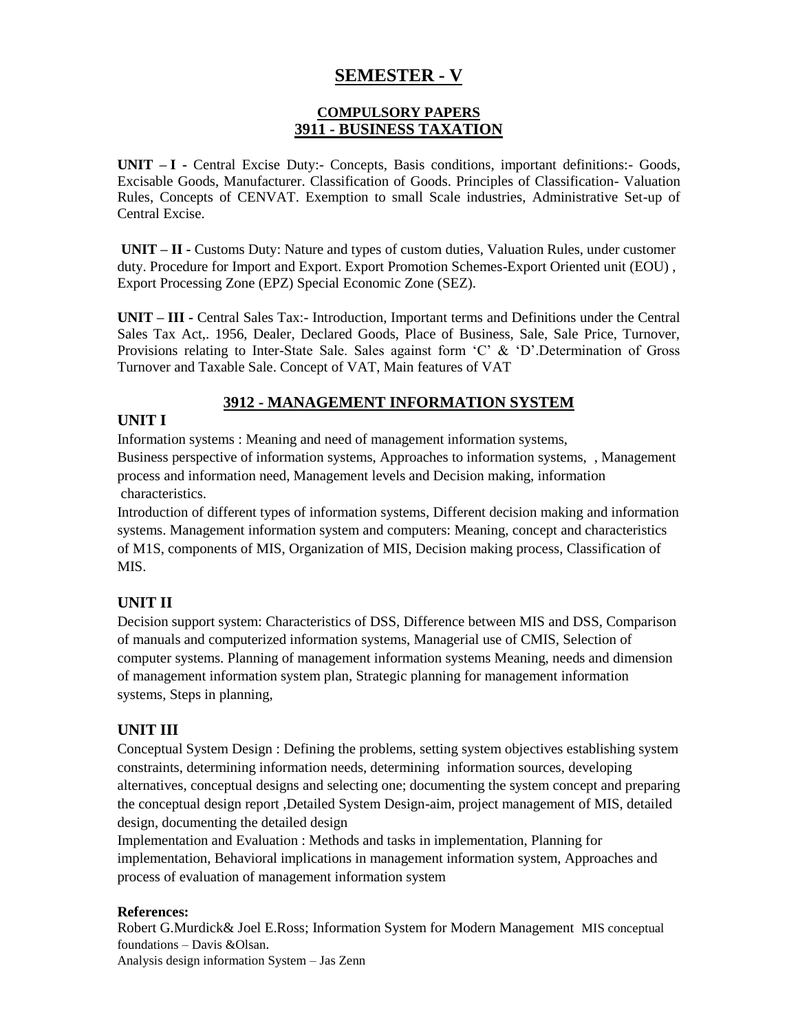# SEMESTER - V

## COMPULSORY PAPERS

## 3911 - BUSINESS TAXATION

**UNIT – I -** Central Excise Duty:- Concepts, Basis conditions, important definitions:- Goods, Excisable Goods, Manufacturer. Classification of Goods. Principles of Classification- Valuation Rules, Concepts of CENVAT. Exemption to small Scale industries, Administrative Set-up of Central Excise.

**UNIT – II -** Customs Duty: Nature and types of custom duties, Valuation Rules, under customer duty. Procedure for Import and Export. Export Promotion Schemes-Export Oriented unit (EOU) , Export Processing Zone (EPZ) Special Economic Zone (SEZ).

**UNIT – III -** Central Sales Tax:- Introduction, Important terms and Definitions under the Central Sales Tax Act,. 1956, Dealer, Declared Goods, Place of Business, Sale, Sale Price, Turnover, Provisions relating to Inter-State Sale. Sales against form 'C' & 'D'.Determination of Gross Turnover and Taxable Sale. Concept of VAT, Main features of VAT

## 3912 - MANAGEMENT INFORMATION SYSTEM

### UNIT I

Information systems : Meaning and need of management information systems, Business perspective of information systems, Approaches to information systems, , Management process and information need, Management levels and Decision making, information characteristics.

Introduction of different types of information systems, Different decision making and information systems. Management information system and computers: Meaning, concept and characteristics of M1S, components of MIS, Organization of MIS, Decision making process, Classification of MIS.

### UNIT II

Decision support system: Characteristics of DSS, Difference between MIS and DSS, Comparison of manuals and computerized information systems, Managerial use of CMIS, Selection of computer systems. Planning of management information systems Meaning, needs and dimension of management information system plan, Strategic planning for management information systems, Steps in planning,

### UNIT III

Conceptual System Design : Defining the problems, setting system objectives establishing system constraints, determining information needs, determining information sources, developing alternatives, conceptual designs and selecting one; documenting the system concept and preparing the conceptual design report ,Detailed System Design-aim, project management of MIS, detailed design, documenting the detailed design

Implementation and Evaluation : Methods and tasks in implementation, Planning for implementation, Behavioral implications in management information system, Approaches and process of evaluation of management information system

**References:**

Robert G.Murdick& Joel E.Ross; Information System for Modern Management MIS conceptual foundations – Davis &Olsan.

Analysis design information System – Jas Zenn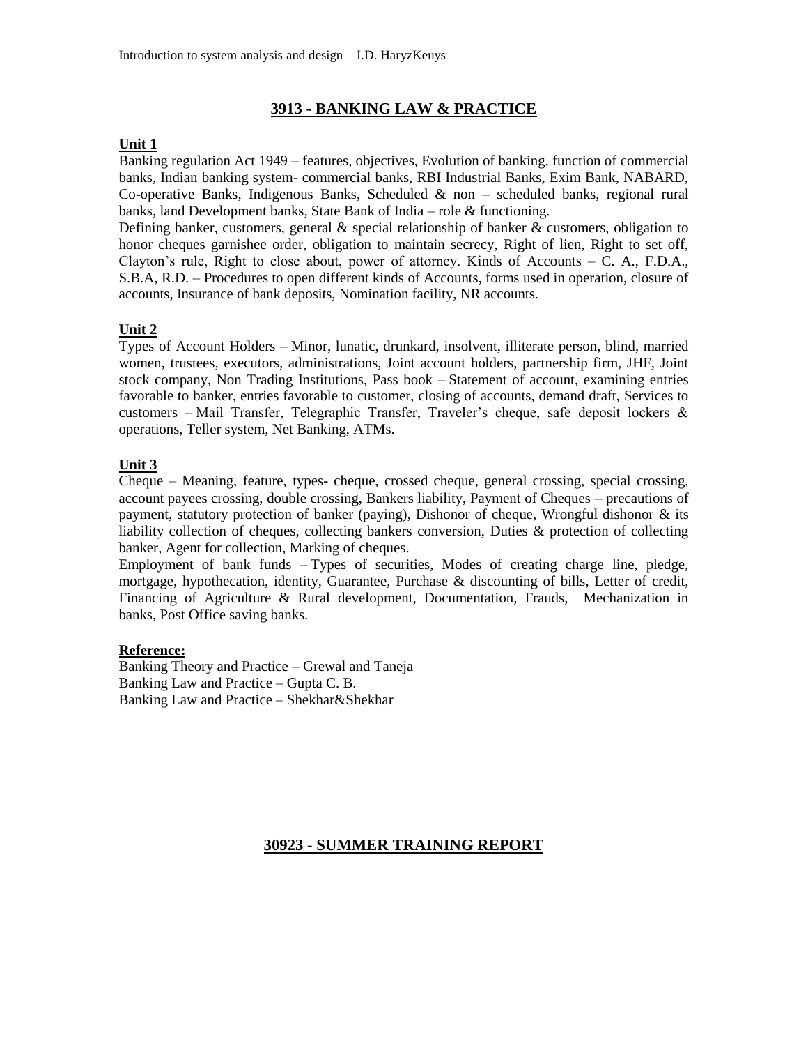Introduction to system analysis and design – I.D. HaryzKeuys

## 3913 - BANKING LAW & PRACTICE

**Unit 1**

Banking regulation Act 1949 – features, objectives, Evolution of banking, function of commercial banks, Indian banking system- commercial banks, RBI Industrial Banks, Exim Bank, NABARD, Co-operative Banks, Indigenous Banks, Scheduled & non – scheduled banks, regional rural banks, land Development banks, State Bank of India – role & functioning.

Defining banker, customers, general & special relationship of banker & customers, obligation to honor cheques garnishee order, obligation to maintain secrecy, Right of lien, Right to set off, Clayton's rule, Right to close about, power of attorney. Kinds of Accounts – C. A., F.D.A., S.B.A, R.D. – Procedures to open different kinds of Accounts, forms used in operation, closure of accounts, Insurance of bank deposits, Nomination facility, NR accounts.

**Unit 2**

Types of Account Holders – Minor, lunatic, drunkard, insolvent, illiterate person, blind, married women, trustees, executors, administrations, Joint account holders, partnership firm, JHF, Joint stock company, Non Trading Institutions, Pass book – Statement of account, examining entries favorable to banker, entries favorable to customer, closing of accounts, demand draft, Services to customers – Mail Transfer, Telegraphic Transfer, Traveler's cheque, safe deposit lockers & operations, Teller system, Net Banking, ATMs.

**Unit 3**

Cheque – Meaning, feature, types- cheque, crossed cheque, general crossing, special crossing, account payees crossing, double crossing, Bankers liability, Payment of Cheques – precautions of payment, statutory protection of banker (paying), Dishonor of cheque, Wrongful dishonor & its liability collection of cheques, collecting bankers conversion, Duties & protection of collecting banker, Agent for collection, Marking of cheques.

Employment of bank funds – Types of securities, Modes of creating charge line, pledge, mortgage, hypothecation, identity, Guarantee, Purchase & discounting of bills, Letter of credit, Financing of Agriculture & Rural development, Documentation, Frauds, Mechanization in banks, Post Office saving banks.

**Reference:**

Banking Theory and Practice – Grewal and Taneja
Banking Law and Practice – Gupta C. B.
Banking Law and Practice – Shekhar&Shekhar

## 30923 - SUMMER TRAINING REPORT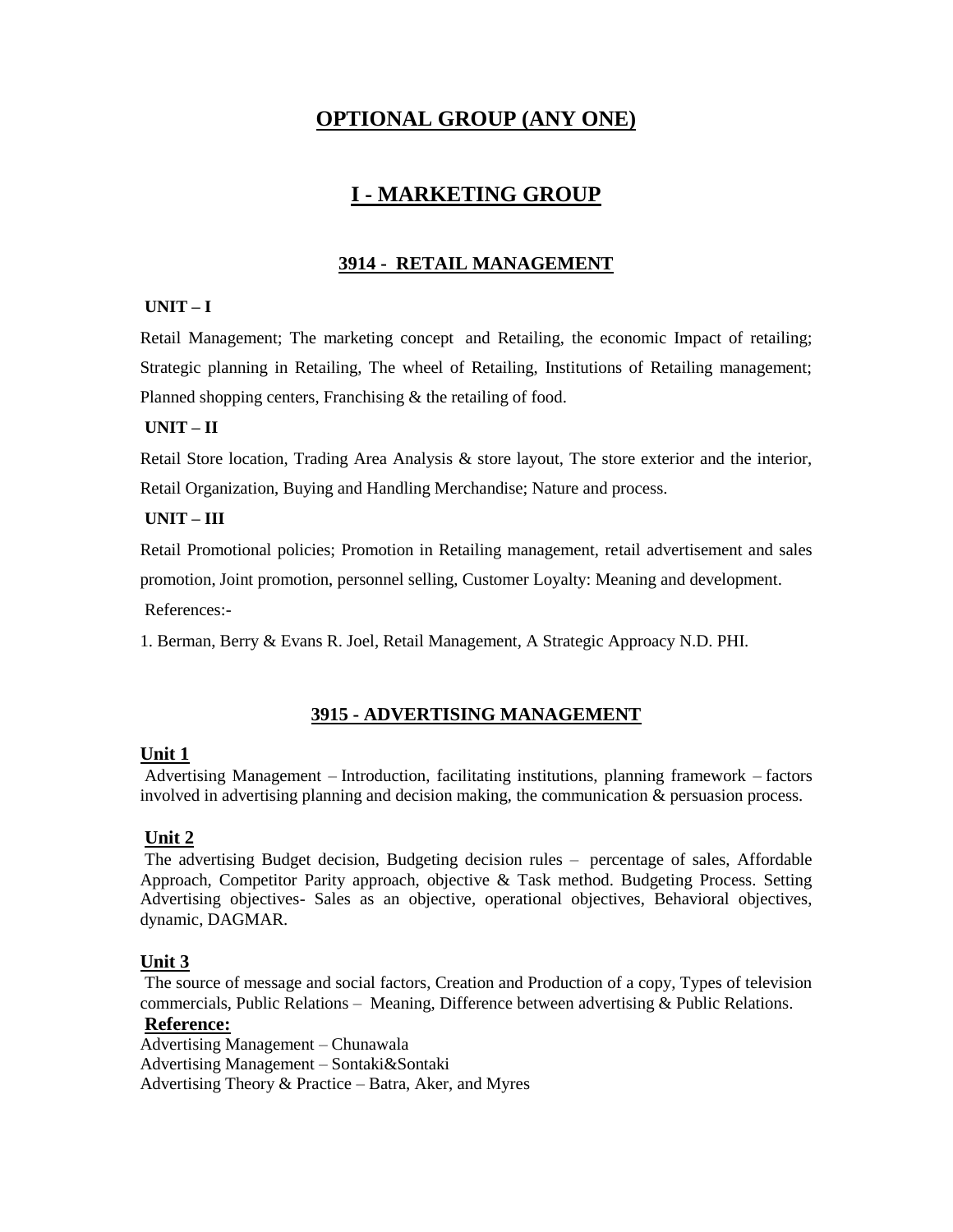# OPTIONAL GROUP (ANY ONE)

## I - MARKETING GROUP

### 3914 - RETAIL MANAGEMENT

**UNIT – I**

Retail Management; The marketing concept and Retailing, the economic Impact of retailing; Strategic planning in Retailing, The wheel of Retailing, Institutions of Retailing management; Planned shopping centers, Franchising & the retailing of food.

**UNIT – II**

Retail Store location, Trading Area Analysis & store layout, The store exterior and the interior, Retail Organization, Buying and Handling Merchandise; Nature and process.

**UNIT – III**

Retail Promotional policies; Promotion in Retailing management, retail advertisement and sales promotion, Joint promotion, personnel selling, Customer Loyalty: Meaning and development.

References:-

1. Berman, Berry & Evans R. Joel, Retail Management, A Strategic Approacy N.D. PHI.

### 3915 - ADVERTISING MANAGEMENT

**Unit 1**

Advertising Management – Introduction, facilitating institutions, planning framework – factors involved in advertising planning and decision making, the communication & persuasion process.

**Unit 2**

The advertising Budget decision, Budgeting decision rules – percentage of sales, Affordable Approach, Competitor Parity approach, objective & Task method. Budgeting Process. Setting Advertising objectives- Sales as an objective, operational objectives, Behavioral objectives, dynamic, DAGMAR.

**Unit 3**

The source of message and social factors, Creation and Production of a copy, Types of television commercials, Public Relations – Meaning, Difference between advertising & Public Relations.

**Reference:**

Advertising Management – Chunawala
Advertising Management – Sontaki&Sontaki
Advertising Theory & Practice – Batra, Aker, and Myres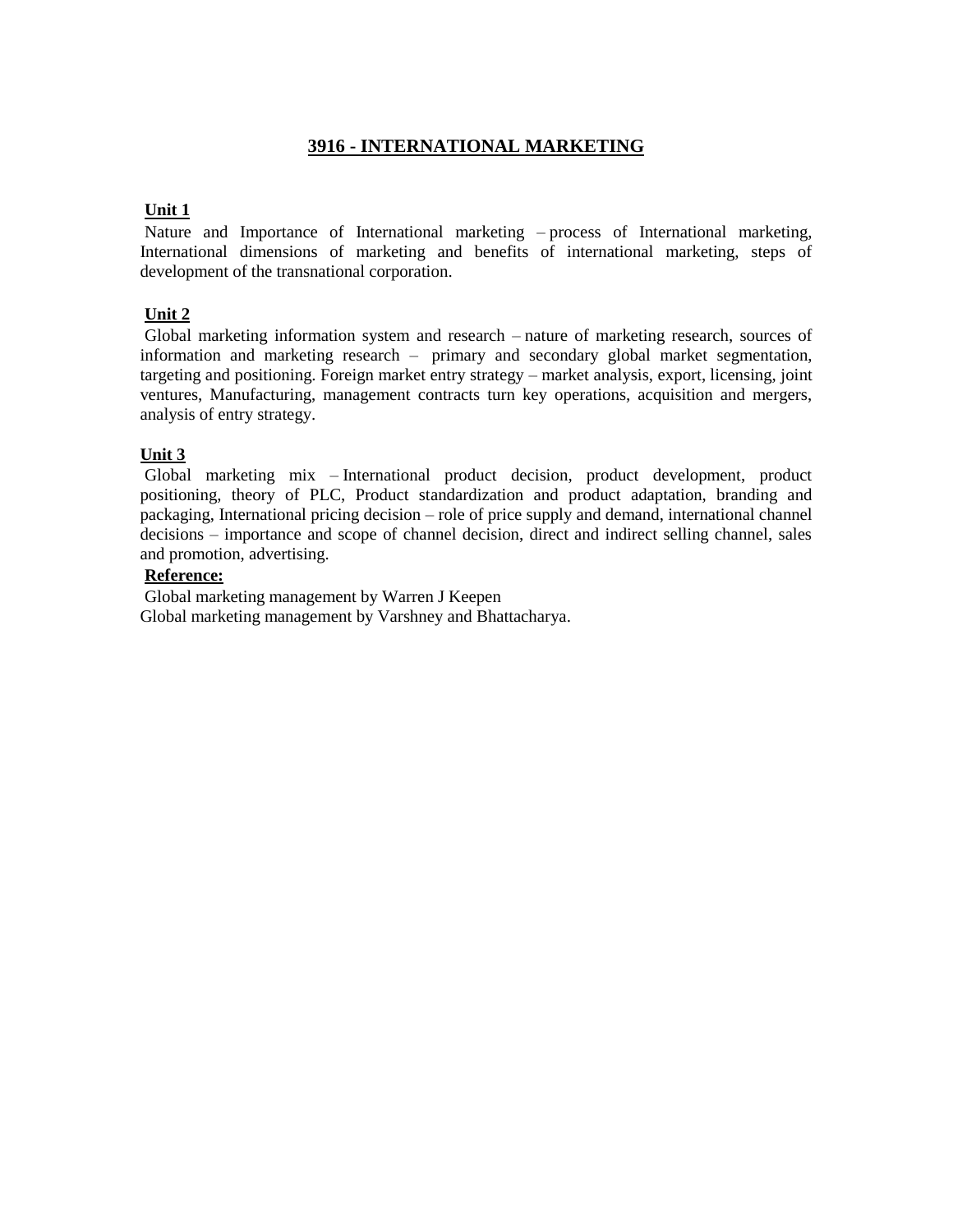# 3916 - INTERNATIONAL MARKETING

**Unit 1**

Nature and Importance of International marketing – process of International marketing, International dimensions of marketing and benefits of international marketing, steps of development of the transnational corporation.

**Unit 2**

Global marketing information system and research – nature of marketing research, sources of information and marketing research – primary and secondary global market segmentation, targeting and positioning. Foreign market entry strategy – market analysis, export, licensing, joint ventures, Manufacturing, management contracts turn key operations, acquisition and mergers, analysis of entry strategy.

**Unit 3**

Global marketing mix – International product decision, product development, product positioning, theory of PLC, Product standardization and product adaptation, branding and packaging, International pricing decision – role of price supply and demand, international channel decisions – importance and scope of channel decision, direct and indirect selling channel, sales and promotion, advertising.

**Reference:**

Global marketing management by Warren J Keepen

Global marketing management by Varshney and Bhattacharya.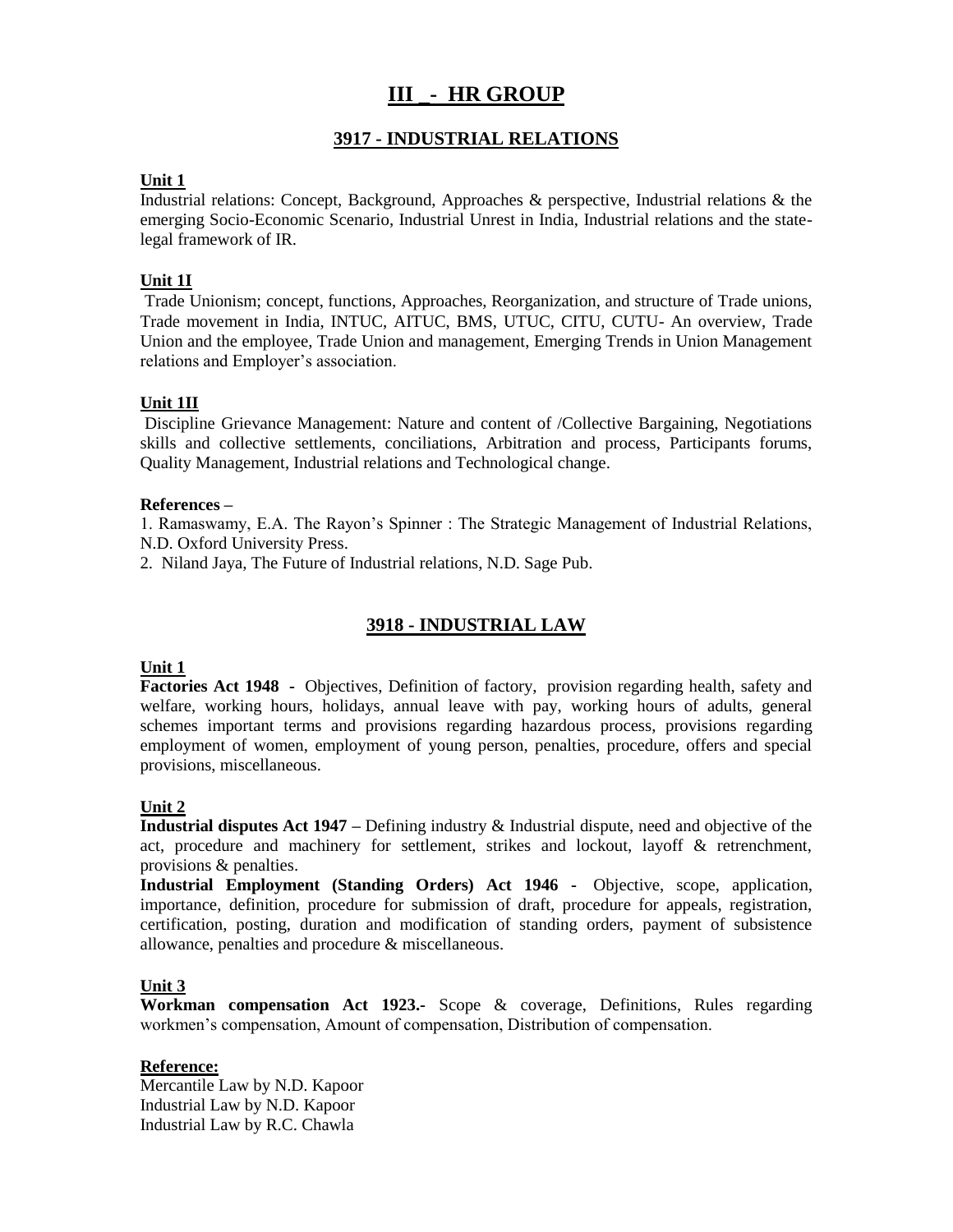# III _- HR GROUP

## 3917 - INDUSTRIAL RELATIONS

**Unit 1**

Industrial relations: Concept, Background, Approaches & perspective, Industrial relations & the emerging Socio-Economic Scenario, Industrial Unrest in India, Industrial relations and the state-legal framework of IR.

**Unit 1I**

Trade Unionism; concept, functions, Approaches, Reorganization, and structure of Trade unions, Trade movement in India, INTUC, AITUC, BMS, UTUC, CITU, CUTU- An overview, Trade Union and the employee, Trade Union and management, Emerging Trends in Union Management relations and Employer's association.

**Unit 1II**

Discipline Grievance Management: Nature and content of /Collective Bargaining, Negotiations skills and collective settlements, conciliations, Arbitration and process, Participants forums, Quality Management, Industrial relations and Technological change.

**References –**

1. Ramaswamy, E.A. The Rayon's Spinner : The Strategic Management of Industrial Relations, N.D. Oxford University Press.
2. Niland Jaya, The Future of Industrial relations, N.D. Sage Pub.

## 3918 - INDUSTRIAL LAW

**Unit 1**

**Factories Act 1948 -** Objectives, Definition of factory, provision regarding health, safety and welfare, working hours, holidays, annual leave with pay, working hours of adults, general schemes important terms and provisions regarding hazardous process, provisions regarding employment of women, employment of young person, penalties, procedure, offers and special provisions, miscellaneous.

**Unit 2**

**Industrial disputes Act 1947 –** Defining industry & Industrial dispute, need and objective of the act, procedure and machinery for settlement, strikes and lockout, layoff & retrenchment, provisions & penalties.

**Industrial Employment (Standing Orders) Act 1946 -** Objective, scope, application, importance, definition, procedure for submission of draft, procedure for appeals, registration, certification, posting, duration and modification of standing orders, payment of subsistence allowance, penalties and procedure & miscellaneous.

**Unit 3**

**Workman compensation Act 1923.-** Scope & coverage, Definitions, Rules regarding workmen's compensation, Amount of compensation, Distribution of compensation.

**Reference:**

Mercantile Law by N.D. Kapoor
Industrial Law by N.D. Kapoor
Industrial Law by R.C. Chawla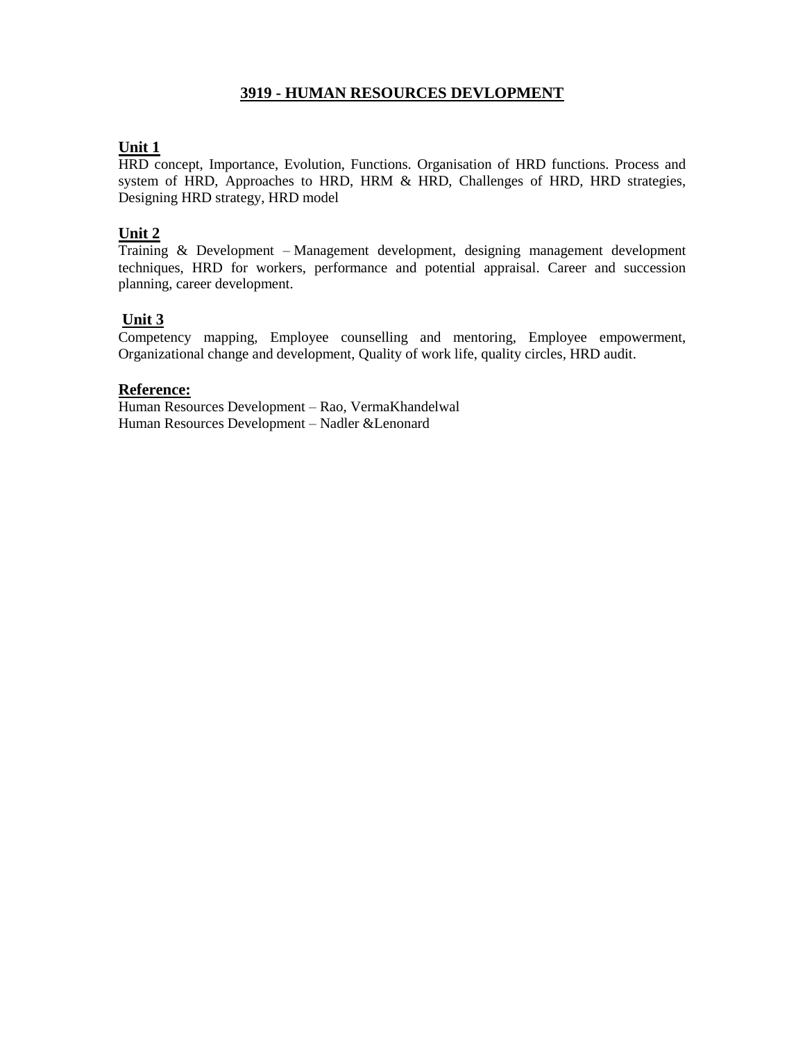## 3919 - HUMAN RESOURCES DEVLOPMENT

### Unit 1

HRD concept, Importance, Evolution, Functions. Organisation of HRD functions. Process and system of HRD, Approaches to HRD, HRM & HRD, Challenges of HRD, HRD strategies, Designing HRD strategy, HRD model

### Unit 2

Training & Development – Management development, designing management development techniques, HRD for workers, performance and potential appraisal. Career and succession planning, career development.

### Unit 3

Competency mapping, Employee counselling and mentoring, Employee empowerment, Organizational change and development, Quality of work life, quality circles, HRD audit.

### Reference:

Human Resources Development – Rao, VermaKhandelwal
Human Resources Development – Nadler &Lenonard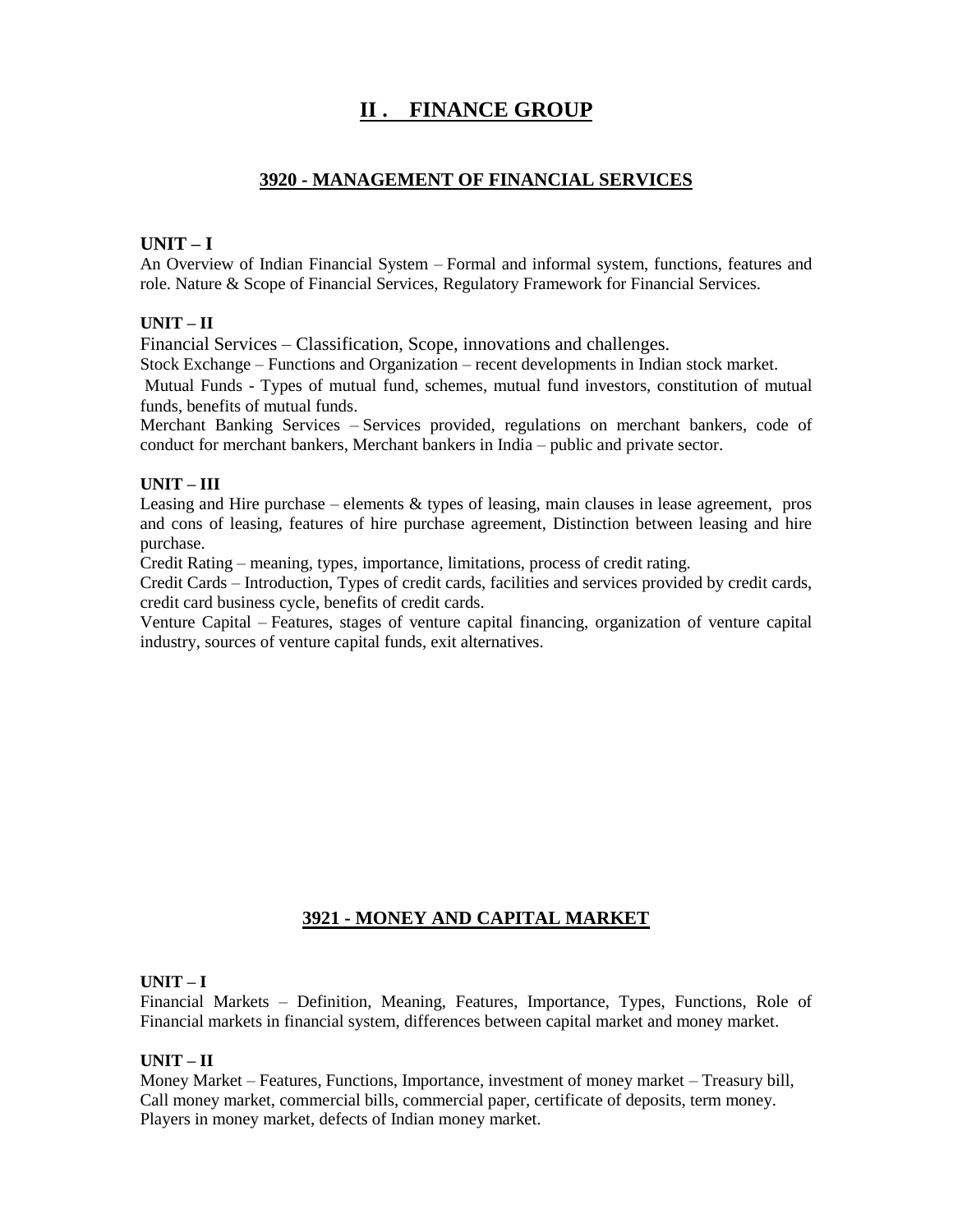# II . FINANCE GROUP

## 3920 - MANAGEMENT OF FINANCIAL SERVICES

**UNIT – I**

An Overview of Indian Financial System – Formal and informal system, functions, features and role. Nature & Scope of Financial Services, Regulatory Framework for Financial Services.

**UNIT – II**

Financial Services – Classification, Scope, innovations and challenges.

Stock Exchange – Functions and Organization – recent developments in Indian stock market.

Mutual Funds - Types of mutual fund, schemes, mutual fund investors, constitution of mutual funds, benefits of mutual funds.

Merchant Banking Services – Services provided, regulations on merchant bankers, code of conduct for merchant bankers, Merchant bankers in India – public and private sector.

**UNIT – III**

Leasing and Hire purchase – elements & types of leasing, main clauses in lease agreement, pros and cons of leasing, features of hire purchase agreement, Distinction between leasing and hire purchase.

Credit Rating – meaning, types, importance, limitations, process of credit rating.

Credit Cards – Introduction, Types of credit cards, facilities and services provided by credit cards, credit card business cycle, benefits of credit cards.

Venture Capital – Features, stages of venture capital financing, organization of venture capital industry, sources of venture capital funds, exit alternatives.

## 3921 - MONEY AND CAPITAL MARKET

**UNIT – I**

Financial Markets – Definition, Meaning, Features, Importance, Types, Functions, Role of Financial markets in financial system, differences between capital market and money market.

**UNIT – II**

Money Market – Features, Functions, Importance, investment of money market – Treasury bill, Call money market, commercial bills, commercial paper, certificate of deposits, term money. Players in money market, defects of Indian money market.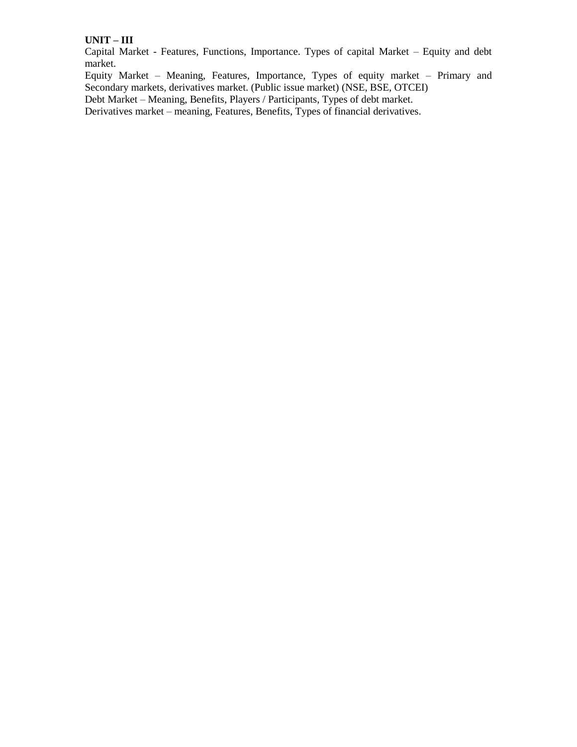**UNIT – III**

Capital Market - Features, Functions, Importance. Types of capital Market – Equity and debt market.

Equity Market – Meaning, Features, Importance, Types of equity market – Primary and Secondary markets, derivatives market. (Public issue market) (NSE, BSE, OTCEI)

Debt Market – Meaning, Benefits, Players / Participants, Types of debt market.

Derivatives market – meaning, Features, Benefits, Types of financial derivatives.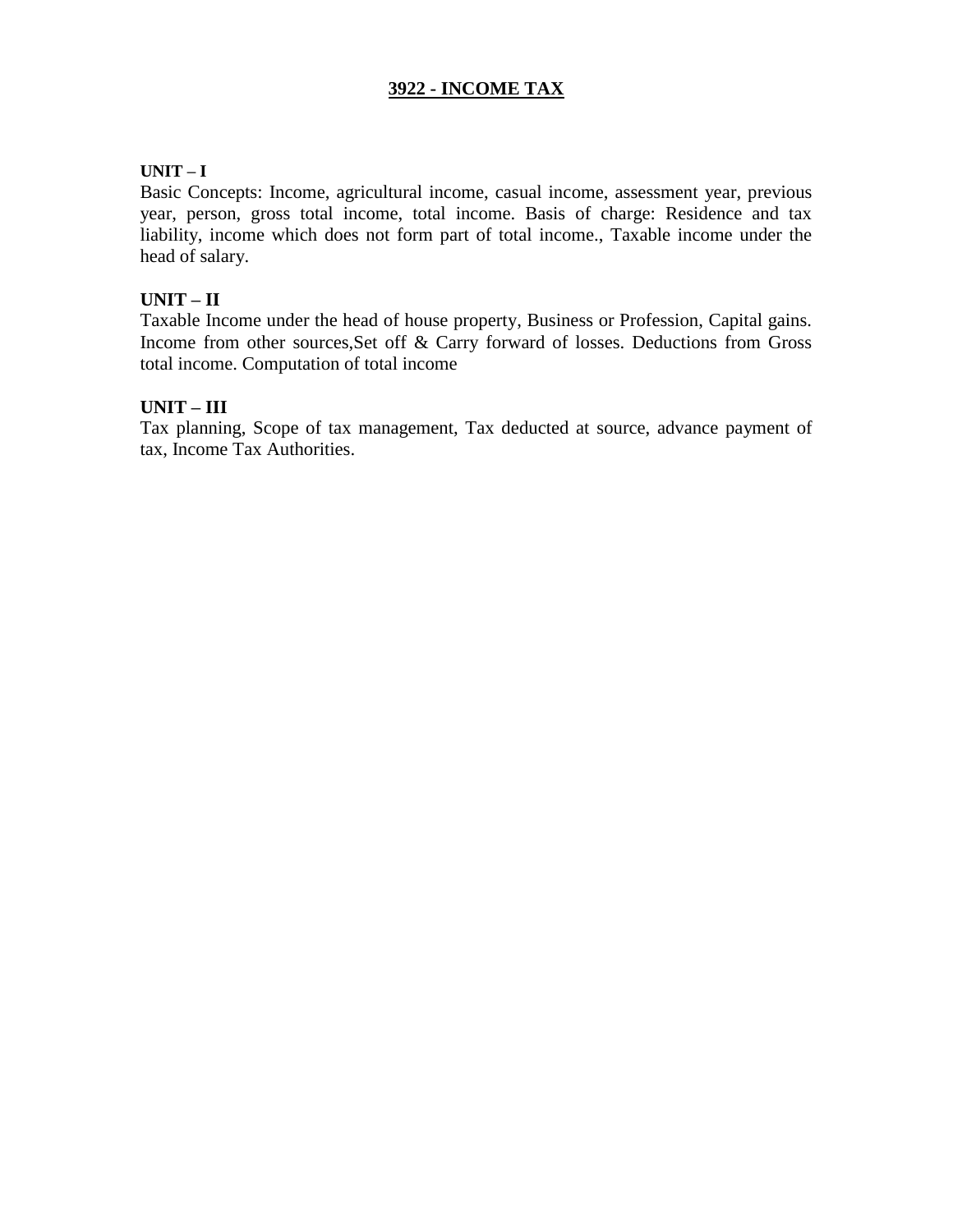# 3922 - INCOME TAX

**UNIT – I**

Basic Concepts: Income, agricultural income, casual income, assessment year, previous year, person, gross total income, total income. Basis of charge: Residence and tax liability, income which does not form part of total income., Taxable income under the head of salary.

**UNIT – II**

Taxable Income under the head of house property, Business or Profession, Capital gains. Income from other sources,Set off & Carry forward of losses. Deductions from Gross total income. Computation of total income

**UNIT – III**

Tax planning, Scope of tax management, Tax deducted at source, advance payment of tax, Income Tax Authorities.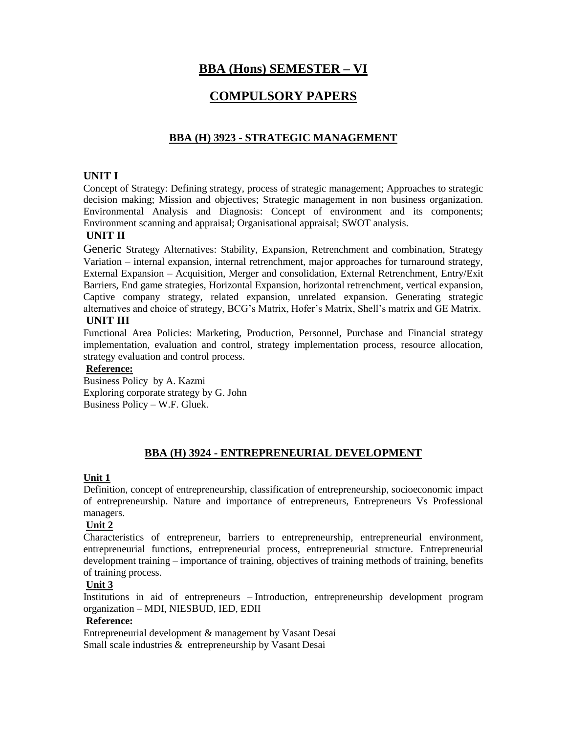# BBA (Hons) SEMESTER – VI

# COMPULSORY PAPERS

## BBA (H) 3923 - STRATEGIC MANAGEMENT

**UNIT I**

Concept of Strategy: Defining strategy, process of strategic management; Approaches to strategic decision making; Mission and objectives; Strategic management in non business organization. Environmental Analysis and Diagnosis: Concept of environment and its components; Environment scanning and appraisal; Organisational appraisal; SWOT analysis.

**UNIT II**

Generic Strategy Alternatives: Stability, Expansion, Retrenchment and combination, Strategy Variation – internal expansion, internal retrenchment, major approaches for turnaround strategy, External Expansion – Acquisition, Merger and consolidation, External Retrenchment, Entry/Exit Barriers, End game strategies, Horizontal Expansion, horizontal retrenchment, vertical expansion, Captive company strategy, related expansion, unrelated expansion. Generating strategic alternatives and choice of strategy, BCG's Matrix, Hofer's Matrix, Shell's matrix and GE Matrix.

**UNIT III**

Functional Area Policies: Marketing, Production, Personnel, Purchase and Financial strategy implementation, evaluation and control, strategy implementation process, resource allocation, strategy evaluation and control process.

**Reference:**

Business Policy by A. Kazmi
Exploring corporate strategy by G. John
Business Policy – W.F. Gluek.

## BBA (H) 3924 - ENTREPRENEURIAL DEVELOPMENT

**Unit 1**

Definition, concept of entrepreneurship, classification of entrepreneurship, socioeconomic impact of entrepreneurship. Nature and importance of entrepreneurs, Entrepreneurs Vs Professional managers.

**Unit 2**

Characteristics of entrepreneur, barriers to entrepreneurship, entrepreneurial environment, entrepreneurial functions, entrepreneurial process, entrepreneurial structure. Entrepreneurial development training – importance of training, objectives of training methods of training, benefits of training process.

**Unit 3**

Institutions in aid of entrepreneurs – Introduction, entrepreneurship development program organization – MDI, NIESBUD, IED, EDII

**Reference:**

Entrepreneurial development & management by Vasant Desai
Small scale industries & entrepreneurship by Vasant Desai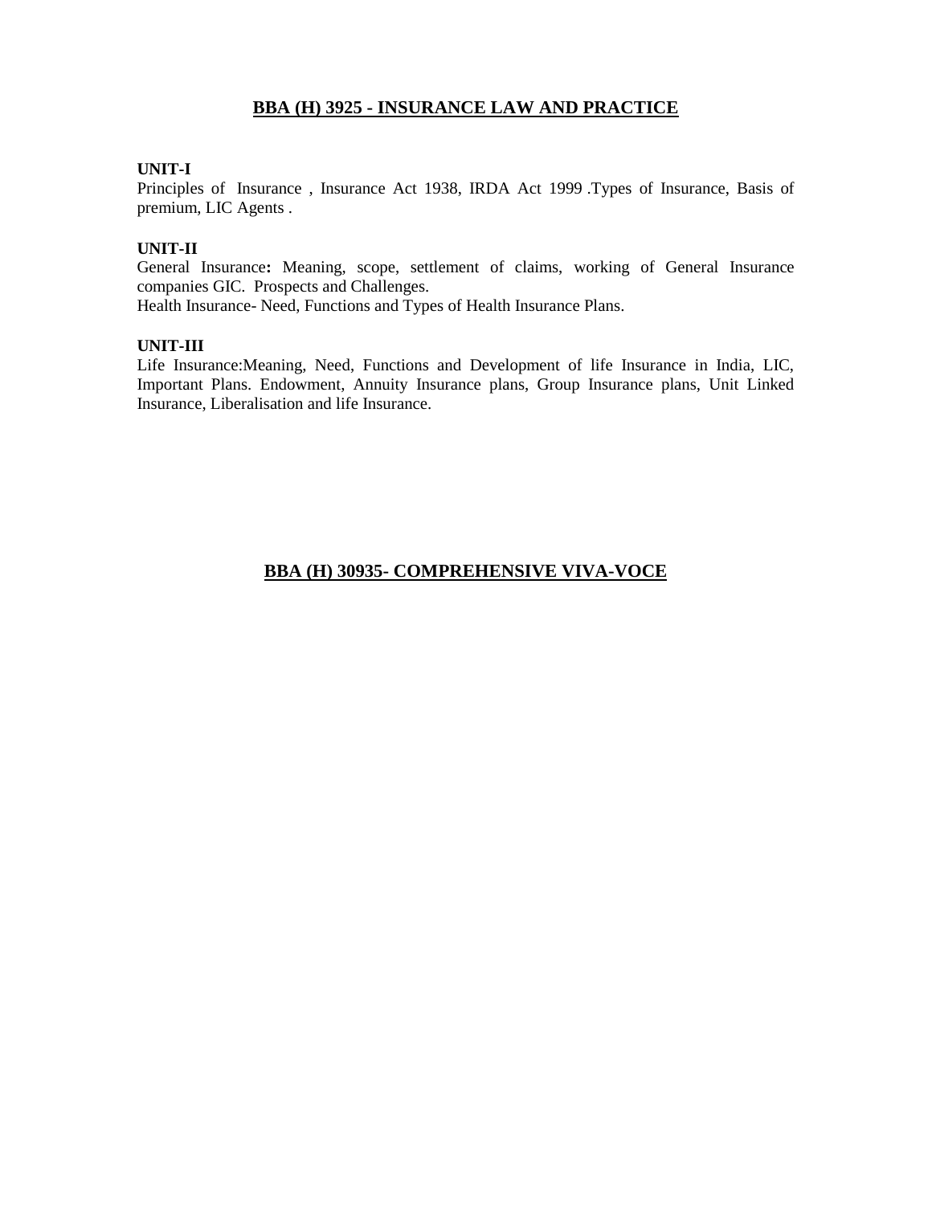## BBA (H) 3925 - INSURANCE LAW AND PRACTICE

**UNIT-I**

Principles of Insurance , Insurance Act 1938, IRDA Act 1999 .Types of Insurance, Basis of premium, LIC Agents .

**UNIT-II**

General Insurance**:** Meaning, scope, settlement of claims, working of General Insurance companies GIC. Prospects and Challenges.

Health Insurance- Need, Functions and Types of Health Insurance Plans.

**UNIT-III**

Life Insurance:Meaning, Need, Functions and Development of life Insurance in India, LIC, Important Plans. Endowment, Annuity Insurance plans, Group Insurance plans, Unit Linked Insurance, Liberalisation and life Insurance.

## BBA (H) 30935- COMPREHENSIVE VIVA-VOCE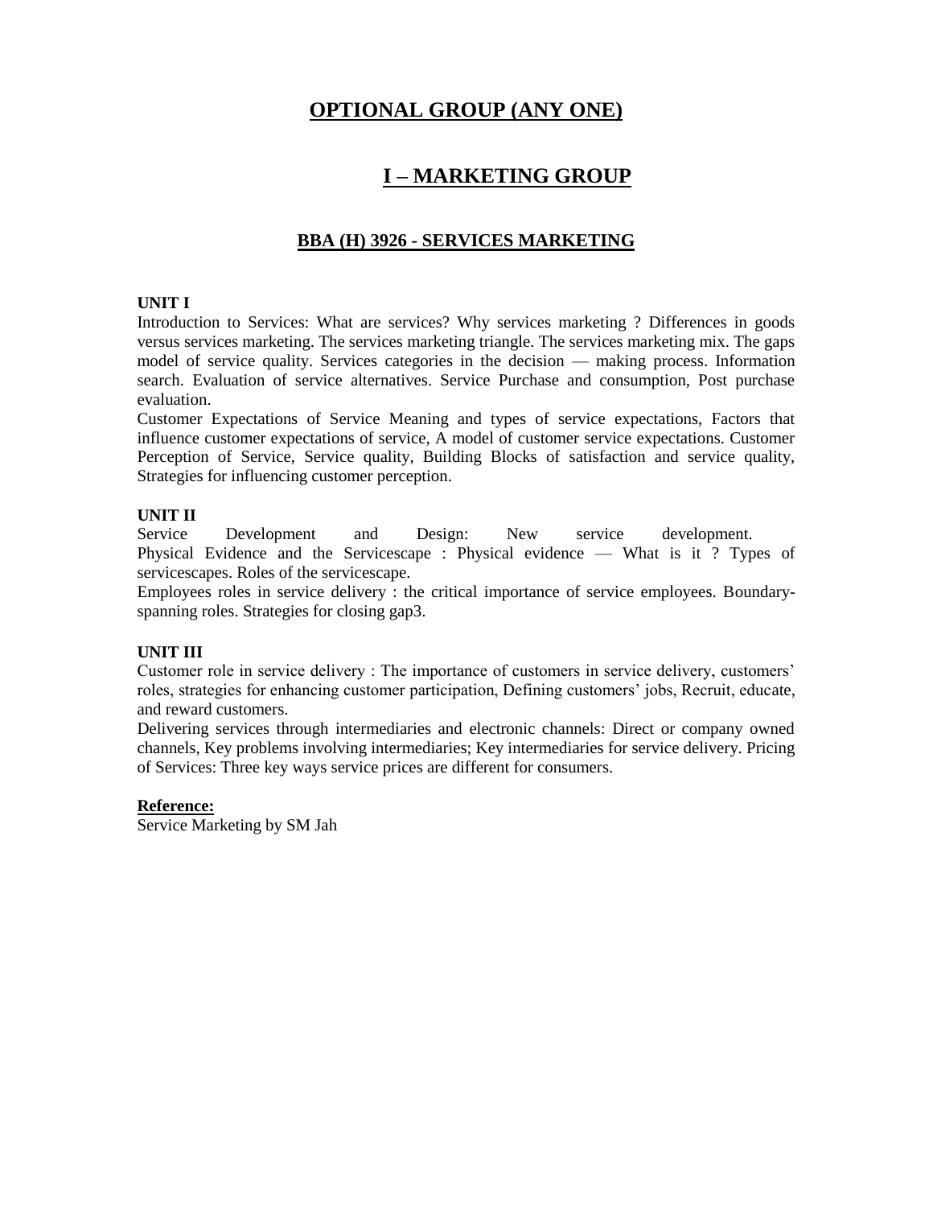# OPTIONAL GROUP (ANY ONE)

## I – MARKETING GROUP

### BBA (H) 3926 - SERVICES MARKETING

**UNIT I**

Introduction to Services: What are services? Why services marketing ? Differences in goods versus services marketing. The services marketing triangle. The services marketing mix. The gaps model of service quality. Services categories in the decision — making process. Information search. Evaluation of service alternatives. Service Purchase and consumption, Post purchase evaluation.

Customer Expectations of Service Meaning and types of service expectations, Factors that influence customer expectations of service, A model of customer service expectations. Customer Perception of Service, Service quality, Building Blocks of satisfaction and service quality, Strategies for influencing customer perception.

**UNIT II**

Service Development and Design: New service development.

Physical Evidence and the Servicescape : Physical evidence — What is it ? Types of servicescapes. Roles of the servicescape.

Employees roles in service delivery : the critical importance of service employees. Boundary-spanning roles. Strategies for closing gap3.

**UNIT III**

Customer role in service delivery : The importance of customers in service delivery, customers' roles, strategies for enhancing customer participation, Defining customers' jobs, Recruit, educate, and reward customers.

Delivering services through intermediaries and electronic channels: Direct or company owned channels, Key problems involving intermediaries; Key intermediaries for service delivery. Pricing of Services: Three key ways service prices are different for consumers.

**Reference:**

Service Marketing by SM Jah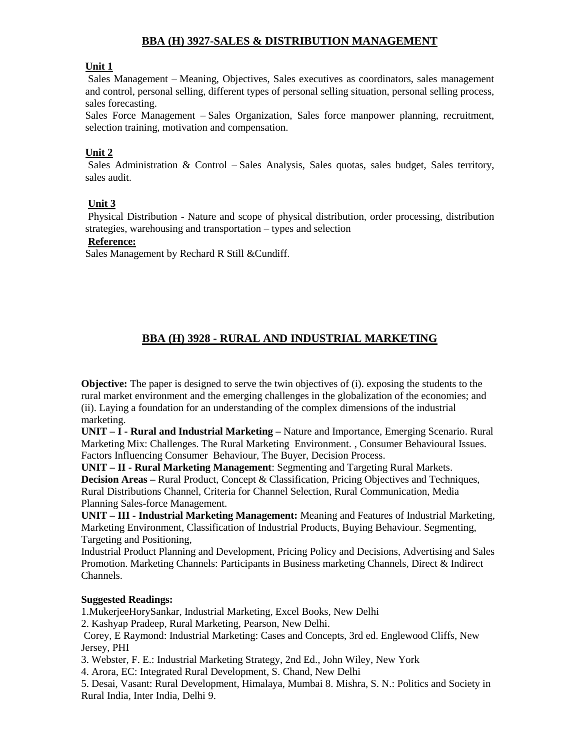## BBA (H) 3927-SALES & DISTRIBUTION MANAGEMENT

**Unit 1**

Sales Management – Meaning, Objectives, Sales executives as coordinators, sales management and control, personal selling, different types of personal selling situation, personal selling process, sales forecasting.

Sales Force Management – Sales Organization, Sales force manpower planning, recruitment, selection training, motivation and compensation.

**Unit 2**

Sales Administration & Control – Sales Analysis, Sales quotas, sales budget, Sales territory, sales audit.

**Unit 3**

Physical Distribution - Nature and scope of physical distribution, order processing, distribution strategies, warehousing and transportation – types and selection

**Reference:**

Sales Management by Rechard R Still &Cundiff.

## BBA (H) 3928 - RURAL AND INDUSTRIAL MARKETING

**Objective:** The paper is designed to serve the twin objectives of (i). exposing the students to the rural market environment and the emerging challenges in the globalization of the economies; and (ii). Laying a foundation for an understanding of the complex dimensions of the industrial marketing.

**UNIT – I - Rural and Industrial Marketing –** Nature and Importance, Emerging Scenario. Rural Marketing Mix: Challenges. The Rural Marketing Environment. , Consumer Behavioural Issues. Factors Influencing Consumer Behaviour, The Buyer, Decision Process.

**UNIT – II - Rural Marketing Management**: Segmenting and Targeting Rural Markets.

**Decision Areas –** Rural Product, Concept & Classification, Pricing Objectives and Techniques, Rural Distributions Channel, Criteria for Channel Selection, Rural Communication, Media Planning Sales-force Management.

**UNIT – III - Industrial Marketing Management:** Meaning and Features of Industrial Marketing, Marketing Environment, Classification of Industrial Products, Buying Behaviour. Segmenting, Targeting and Positioning,

Industrial Product Planning and Development, Pricing Policy and Decisions, Advertising and Sales Promotion. Marketing Channels: Participants in Business marketing Channels, Direct & Indirect Channels.

**Suggested Readings:**

1.MukerjeeHorySankar, Industrial Marketing, Excel Books, New Delhi

2. Kashyap Pradeep, Rural Marketing, Pearson, New Delhi.

Corey, E Raymond: Industrial Marketing: Cases and Concepts, 3rd ed. Englewood Cliffs, New Jersey, PHI

3. Webster, F. E.: Industrial Marketing Strategy, 2nd Ed., John Wiley, New York

4. Arora, EC: Integrated Rural Development, S. Chand, New Delhi

5. Desai, Vasant: Rural Development, Himalaya, Mumbai 8. Mishra, S. N.: Politics and Society in Rural India, Inter India, Delhi 9.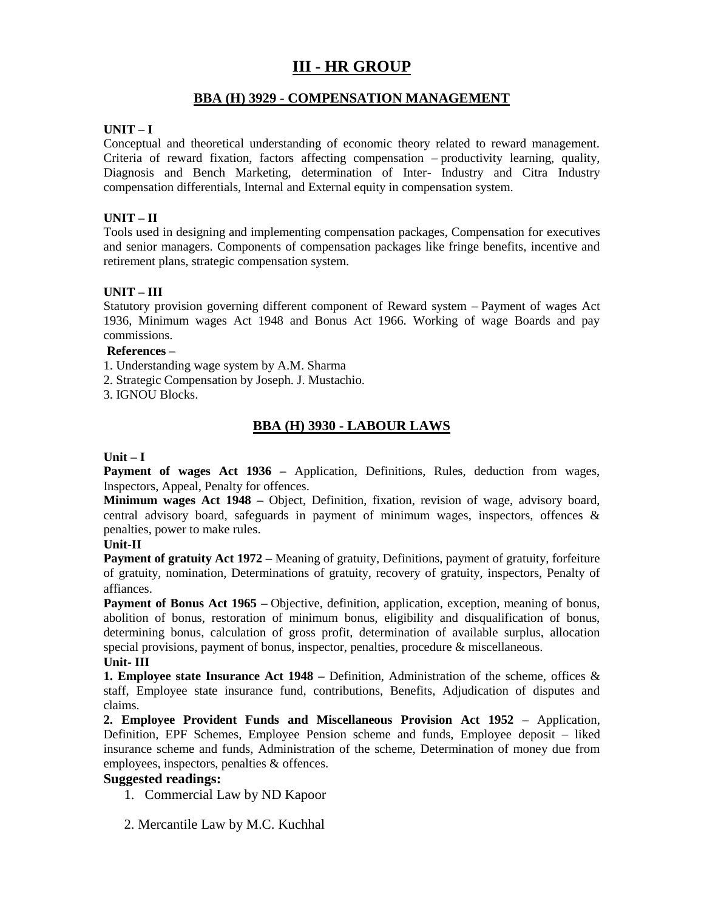# III - HR GROUP

## BBA (H) 3929 - COMPENSATION MANAGEMENT

**UNIT – I**

Conceptual and theoretical understanding of economic theory related to reward management. Criteria of reward fixation, factors affecting compensation – productivity learning, quality, Diagnosis and Bench Marketing, determination of Inter- Industry and Citra Industry compensation differentials, Internal and External equity in compensation system.

**UNIT – II**

Tools used in designing and implementing compensation packages, Compensation for executives and senior managers. Components of compensation packages like fringe benefits, incentive and retirement plans, strategic compensation system.

**UNIT – III**

Statutory provision governing different component of Reward system – Payment of wages Act 1936, Minimum wages Act 1948 and Bonus Act 1966. Working of wage Boards and pay commissions.

**References –**

1. Understanding wage system by A.M. Sharma
2. Strategic Compensation by Joseph. J. Mustachio.
3. IGNOU Blocks.

## BBA (H) 3930 - LABOUR LAWS

**Unit – I**

**Payment of wages Act 1936 –** Application, Definitions, Rules, deduction from wages, Inspectors, Appeal, Penalty for offences.

**Minimum wages Act 1948 –** Object, Definition, fixation, revision of wage, advisory board, central advisory board, safeguards in payment of minimum wages, inspectors, offences & penalties, power to make rules.

**Unit-II**

**Payment of gratuity Act 1972 –** Meaning of gratuity, Definitions, payment of gratuity, forfeiture of gratuity, nomination, Determinations of gratuity, recovery of gratuity, inspectors, Penalty of affiances.

**Payment of Bonus Act 1965 –** Objective, definition, application, exception, meaning of bonus, abolition of bonus, restoration of minimum bonus, eligibility and disqualification of bonus, determining bonus, calculation of gross profit, determination of available surplus, allocation special provisions, payment of bonus, inspector, penalties, procedure & miscellaneous.

**Unit- III**

**1. Employee state Insurance Act 1948 –** Definition, Administration of the scheme, offices & staff, Employee state insurance fund, contributions, Benefits, Adjudication of disputes and claims.

**2. Employee Provident Funds and Miscellaneous Provision Act 1952 –** Application, Definition, EPF Schemes, Employee Pension scheme and funds, Employee deposit – liked insurance scheme and funds, Administration of the scheme, Determination of money due from employees, inspectors, penalties & offences.

**Suggested readings:**

1. Commercial Law by ND Kapoor
2. Mercantile Law by M.C. Kuchhal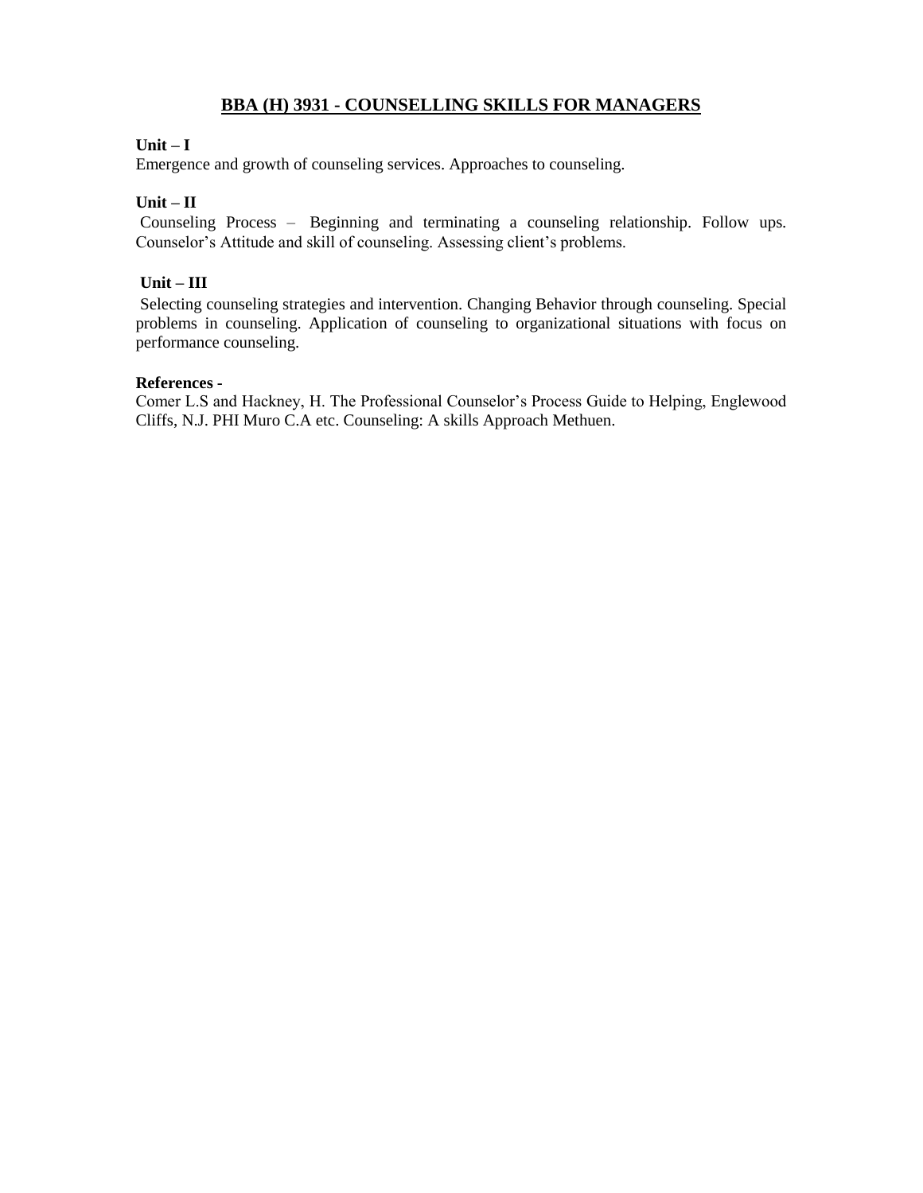# BBA (H) 3931 - COUNSELLING SKILLS FOR MANAGERS

**Unit – I**

Emergence and growth of counseling services. Approaches to counseling.

**Unit – II**

Counseling Process – Beginning and terminating a counseling relationship. Follow ups. Counselor's Attitude and skill of counseling. Assessing client's problems.

**Unit – III**

Selecting counseling strategies and intervention. Changing Behavior through counseling. Special problems in counseling. Application of counseling to organizational situations with focus on performance counseling.

**References -**

Comer L.S and Hackney, H. The Professional Counselor's Process Guide to Helping, Englewood Cliffs, N.J. PHI Muro C.A etc. Counseling: A skills Approach Methuen.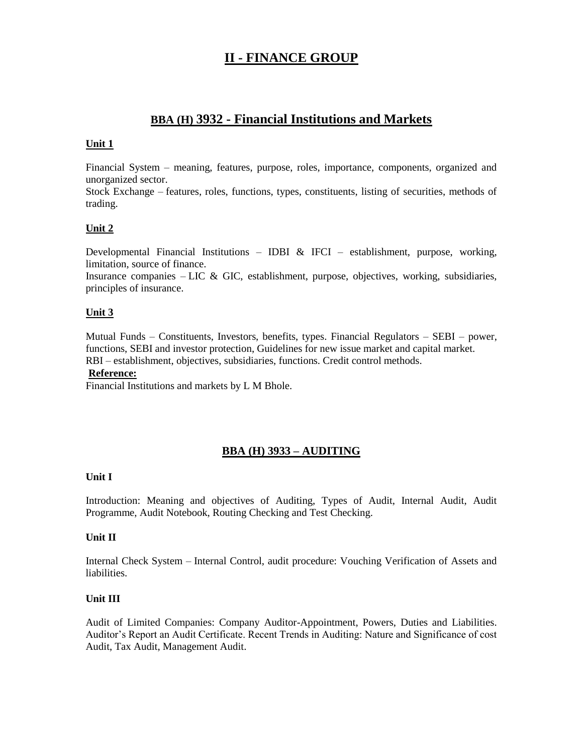# II - FINANCE GROUP

## BBA (H) 3932 - Financial Institutions and Markets

**Unit 1**

Financial System – meaning, features, purpose, roles, importance, components, organized and unorganized sector.
Stock Exchange – features, roles, functions, types, constituents, listing of securities, methods of trading.

**Unit 2**

Developmental Financial Institutions – IDBI & IFCI – establishment, purpose, working, limitation, source of finance.
Insurance companies – LIC & GIC, establishment, purpose, objectives, working, subsidiaries, principles of insurance.

**Unit 3**

Mutual Funds – Constituents, Investors, benefits, types. Financial Regulators – SEBI – power, functions, SEBI and investor protection, Guidelines for new issue market and capital market.
RBI – establishment, objectives, subsidiaries, functions. Credit control methods.

**Reference:**

Financial Institutions and markets by L M Bhole.

## BBA (H) 3933 – AUDITING

**Unit I**

Introduction: Meaning and objectives of Auditing, Types of Audit, Internal Audit, Audit Programme, Audit Notebook, Routing Checking and Test Checking.

**Unit II**

Internal Check System – Internal Control, audit procedure: Vouching Verification of Assets and liabilities.

**Unit III**

Audit of Limited Companies: Company Auditor-Appointment, Powers, Duties and Liabilities. Auditor's Report an Audit Certificate. Recent Trends in Auditing: Nature and Significance of cost Audit, Tax Audit, Management Audit.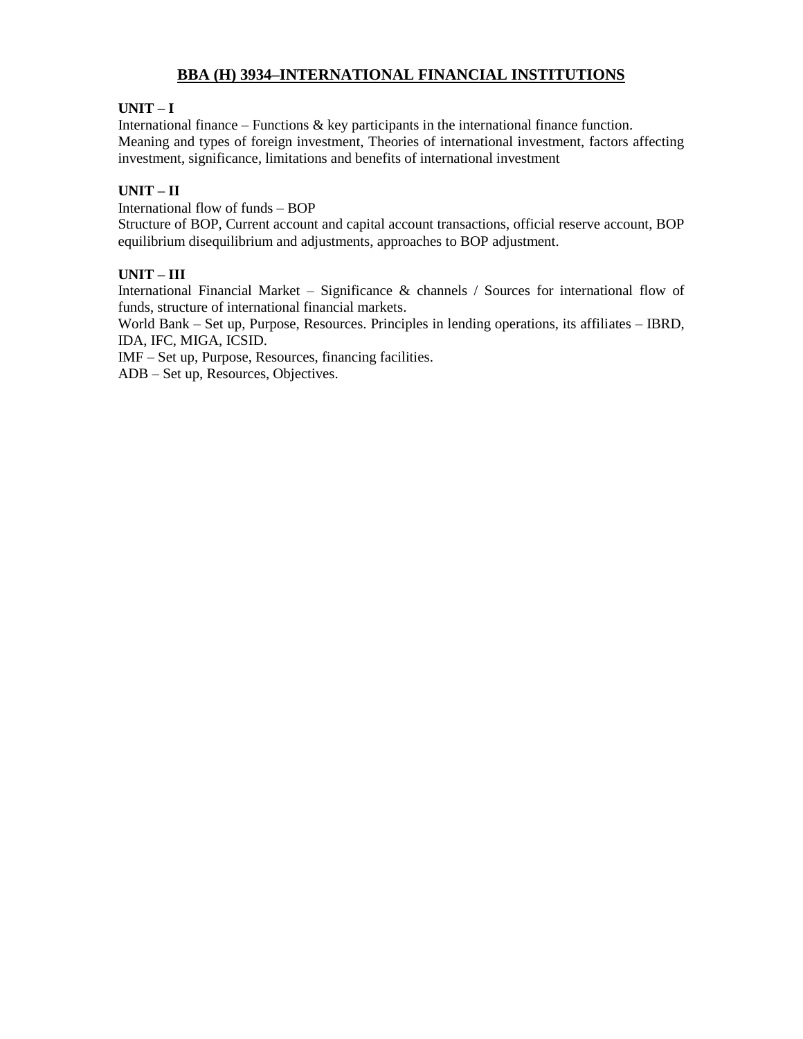# BBA (H) 3934–INTERNATIONAL FINANCIAL INSTITUTIONS

**UNIT – I**

International finance – Functions & key participants in the international finance function.
Meaning and types of foreign investment, Theories of international investment, factors affecting investment, significance, limitations and benefits of international investment

**UNIT – II**

International flow of funds – BOP
Structure of BOP, Current account and capital account transactions, official reserve account, BOP equilibrium disequilibrium and adjustments, approaches to BOP adjustment.

**UNIT – III**

International Financial Market – Significance & channels / Sources for international flow of funds, structure of international financial markets.
World Bank – Set up, Purpose, Resources. Principles in lending operations, its affiliates – IBRD, IDA, IFC, MIGA, ICSID.
IMF – Set up, Purpose, Resources, financing facilities.
ADB – Set up, Resources, Objectives.